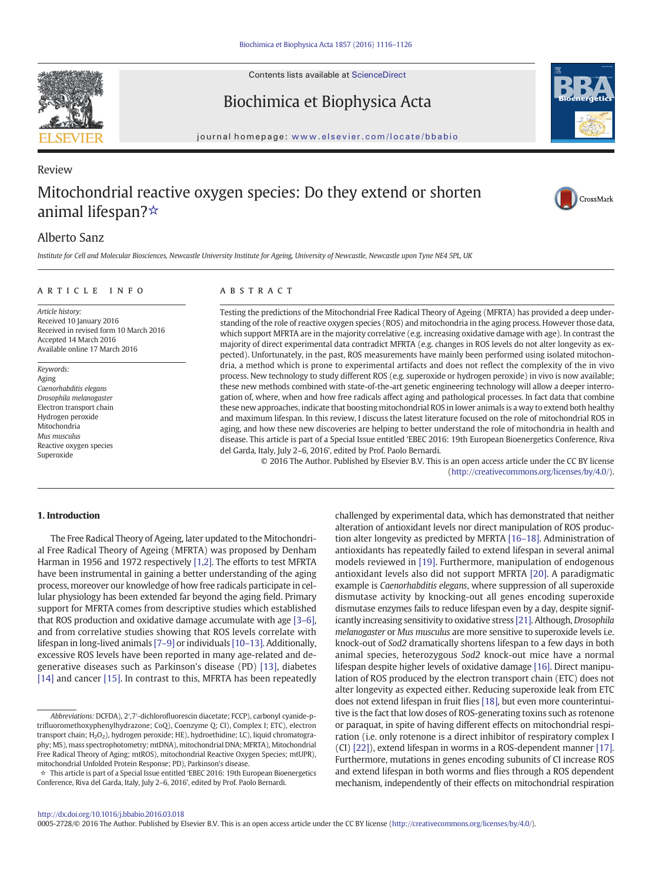Review

# Mitochondrial reactive oxygen species: Do they extend or shorten animal lifespan?☆

Alberto Sanz

*Institute for Cell and Molecular Biosciences, Newcastle University Institute for Ageing, University of Newcastle, Newcastle upon Tyne NE4 5PL, UK*

## ARTICLE INFO

*Article history:*
Received 10 January 2016
Received in revised form 10 March 2016
Accepted 14 March 2016
Available online 17 March 2016

*Keywords:*
Aging
*Caenorhabditis elegans*
*Drosophila melanogaster*
Electron transport chain
Hydrogen peroxide
Mitochondria
*Mus musculus*
Reactive oxygen species
Superoxide

## ABSTRACT

Testing the predictions of the Mitochondrial Free Radical Theory of Ageing (MFRTA) has provided a deep understanding of the role of reactive oxygen species (ROS) and mitochondria in the aging process. However those data, which support MFRTA are in the majority correlative (e.g. increasing oxidative damage with age). In contrast the majority of direct experimental data contradict MFRTA (e.g. changes in ROS levels do not alter longevity as expected). Unfortunately, in the past, ROS measurements have mainly been performed using isolated mitochondria, a method which is prone to experimental artifacts and does not reflect the complexity of the in vivo process. New technology to study different ROS (e.g. superoxide or hydrogen peroxide) in vivo is now available; these new methods combined with state-of-the-art genetic engineering technology will allow a deeper interrogation of, where, when and how free radicals affect aging and pathological processes. In fact data that combine these new approaches, indicate that boosting mitochondrial ROS in lower animals is a way to extend both healthy and maximum lifespan. In this review, I discuss the latest literature focused on the role of mitochondrial ROS in aging, and how these new discoveries are helping to better understand the role of mitochondria in health and disease. This article is part of a Special Issue entitled 'EBEC 2016: 19th European Bioenergetics Conference, Riva del Garda, Italy, July 2–6, 2016', edited by Prof. Paolo Bernardi.

© 2016 The Author. Published by Elsevier B.V. This is an open access article under the CC BY license (http://creativecommons.org/licenses/by/4.0/).

## 1. Introduction

The Free Radical Theory of Ageing, later updated to the Mitochondrial Free Radical Theory of Ageing (MFRTA) was proposed by Denham Harman in 1956 and 1972 respectively [1,2]. The efforts to test MFRTA have been instrumental in gaining a better understanding of the aging process, moreover our knowledge of how free radicals participate in cellular physiology has been extended far beyond the aging field. Primary support for MFRTA comes from descriptive studies which established that ROS production and oxidative damage accumulate with age [3–6], and from correlative studies showing that ROS levels correlate with lifespan in long-lived animals [7–9] or individuals [10–13]. Additionally, excessive ROS levels have been reported in many age-related and degenerative diseases such as Parkinson's disease (PD) [13], diabetes [14] and cancer [15]. In contrast to this, MFRTA has been repeatedly challenged by experimental data, which has demonstrated that neither alteration of antioxidant levels nor direct manipulation of ROS production alter longevity as predicted by MFRTA [16–18]. Administration of antioxidants has repeatedly failed to extend lifespan in several animal models reviewed in [19]. Furthermore, manipulation of endogenous antioxidant levels also did not support MFRTA [20]. A paradigmatic example is *Caenorhabditis elegans*, where suppression of all superoxide dismutase activity by knocking-out all genes encoding superoxide dismutase enzymes fails to reduce lifespan even by a day, despite significantly increasing sensitivity to oxidative stress [21]. Although, *Drosophila melanogaster* or *Mus musculus* are more sensitive to superoxide levels i.e. knock-out of *Sod2* dramatically shortens lifespan to a few days in both animal species, heterozygous *Sod2* knock-out mice have a normal lifespan despite higher levels of oxidative damage [16]. Direct manipulation of ROS produced by the electron transport chain (ETC) does not alter longevity as expected either. Reducing superoxide leak from ETC does not extend lifespan in fruit flies [18], but even more counterintuitive is the fact that low doses of ROS-generating toxins such as rotenone or paraquat, in spite of having different effects on mitochondrial respiration (i.e. only rotenone is a direct inhibitor of respiratory complex I (CI) [22]), extend lifespan in worms in a ROS-dependent manner [17]. Furthermore, mutations in genes encoding subunits of CI increase ROS and extend lifespan in both worms and flies through a ROS dependent mechanism, independently of their effects on mitochondrial respiration

---

*Abbreviations:* DCFDA), 2′,7′-dichlorofluorescin diacetate; FCCP), carbonyl cyanide-p-trifluoromethoxyphenylhydrazone; CoQ), Coenzyme Q; CI), Complex I; ETC), electron transport chain; $H_2O_2$), hydrogen peroxide; HE), hydroethidine; LC), liquid chromatography; MS), mass spectrophotometry; mtDNA), mitochondrial DNA; MFRTA), Mitochondrial Free Radical Theory of Aging; mtROS), mitochondrial Reactive Oxygen Species; mtUPR), mitochondrial Unfolded Protein Response; PD), Parkinson's disease.

☆ This article is part of a Special Issue entitled 'EBEC 2016: 19th European Bioenergetics Conference, Riva del Garda, Italy, July 2–6, 2016', edited by Prof. Paolo Bernardi.

http://dx.doi.org/10.1016/j.bbabio.2016.03.018
0005-2728/© 2016 The Author. Published by Elsevier B.V. This is an open access article under the CC BY license (http://creativecommons.org/licenses/by/4.0/).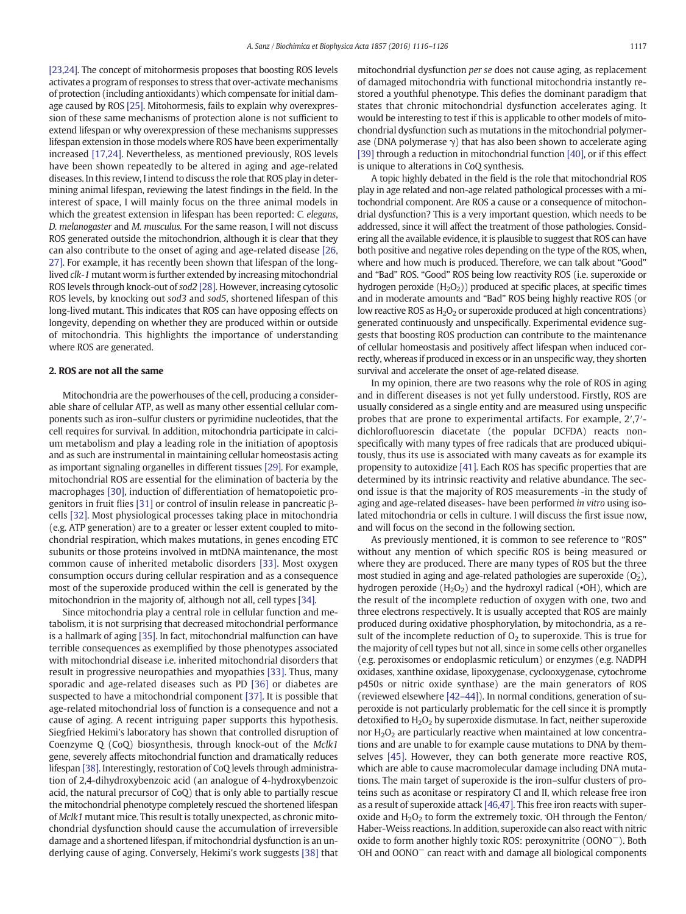[23,24]. The concept of mitohormesis proposes that boosting ROS levels activates a program of responses to stress that over-activate mechanisms of protection (including antioxidants) which compensate for initial damage caused by ROS [25]. Mitohormesis, fails to explain why overexpression of these same mechanisms of protection alone is not sufficient to extend lifespan or why overexpression of these mechanisms suppresses lifespan extension in those models where ROS have been experimentally increased [17,24]. Nevertheless, as mentioned previously, ROS levels have been shown repeatedly to be altered in aging and age-related diseases. In this review, I intend to discuss the role that ROS play in determining animal lifespan, reviewing the latest findings in the field. In the interest of space, I will mainly focus on the three animal models in which the greatest extension in lifespan has been reported: *C. elegans*, *D. melanogaster* and *M. musculus*. For the same reason, I will not discuss ROS generated outside the mitochondrion, although it is clear that they can also contribute to the onset of aging and age-related disease [26,27]. For example, it has recently been shown that lifespan of the long-lived *clk-1* mutant worm is further extended by increasing mitochondrial ROS levels through knock-out of *sod2* [28]. However, increasing cytosolic ROS levels, by knocking out *sod3* and *sod5*, shortened lifespan of this long-lived mutant. This indicates that ROS can have opposing effects on longevity, depending on whether they are produced within or outside of mitochondria. This highlights the importance of understanding where ROS are generated.

## 2. ROS are not all the same

Mitochondria are the powerhouses of the cell, producing a considerable share of cellular ATP, as well as many other essential cellular components such as iron–sulfur clusters or pyrimidine nucleotides, that the cell requires for survival. In addition, mitochondria participate in calcium metabolism and play a leading role in the initiation of apoptosis and as such are instrumental in maintaining cellular homeostasis acting as important signaling organelles in different tissues [29]. For example, mitochondrial ROS are essential for the elimination of bacteria by the macrophages [30], induction of differentiation of hematopoietic progenitors in fruit flies [31] or control of insulin release in pancreatic β-cells [32]. Most physiological processes taking place in mitochondria (e.g. ATP generation) are to a greater or lesser extent coupled to mitochondrial respiration, which makes mutations, in genes encoding ETC subunits or those proteins involved in mtDNA maintenance, the most common cause of inherited metabolic disorders [33]. Most oxygen consumption occurs during cellular respiration and as a consequence most of the superoxide produced within the cell is generated by the mitochondrion in the majority of, although not all, cell types [34].

Since mitochondria play a central role in cellular function and metabolism, it is not surprising that decreased mitochondrial performance is a hallmark of aging [35]. In fact, mitochondrial malfunction can have terrible consequences as exemplified by those phenotypes associated with mitochondrial disease i.e. inherited mitochondrial disorders that result in progressive neuropathies and myopathies [33]. Thus, many sporadic and age-related diseases such as PD [36] or diabetes are suspected to have a mitochondrial component [37]. It is possible that age-related mitochondrial loss of function is a consequence and not a cause of aging. A recent intriguing paper supports this hypothesis. Siegfried Hekimi's laboratory has shown that controlled disruption of Coenzyme Q (CoQ) biosynthesis, through knock-out of the *Mclk1* gene, severely affects mitochondrial function and dramatically reduces lifespan [38]. Interestingly, restoration of CoQ levels through administration of 2,4-dihydroxybenzoic acid (an analogue of 4-hydroxybenzoic acid, the natural precursor of CoQ) that is only able to partially rescue the mitochondrial phenotype completely rescued the shortened lifespan of *Mclk1* mutant mice. This result is totally unexpected, as chronic mitochondrial dysfunction should cause the accumulation of irreversible damage and a shortened lifespan, if mitochondrial dysfunction is an underlying cause of aging. Conversely, Hekimi's work suggests [38] that mitochondrial dysfunction *per se* does not cause aging, as replacement of damaged mitochondria with functional mitochondria instantly restored a youthful phenotype. This defies the dominant paradigm that states that chronic mitochondrial dysfunction accelerates aging. It would be interesting to test if this is applicable to other models of mitochondrial dysfunction such as mutations in the mitochondrial polymerase (DNA polymerase γ) that has also been shown to accelerate aging [39] through a reduction in mitochondrial function [40], or if this effect is unique to alterations in CoQ synthesis.

A topic highly debated in the field is the role that mitochondrial ROS play in age related and non-age related pathological processes with a mitochondrial component. Are ROS a cause or a consequence of mitochondrial dysfunction? This is a very important question, which needs to be addressed, since it will affect the treatment of those pathologies. Considering all the available evidence, it is plausible to suggest that ROS can have both positive and negative roles depending on the type of the ROS, when, where and how much is produced. Therefore, we can talk about "Good" and "Bad" ROS. "Good" ROS being low reactivity ROS (i.e. superoxide or hydrogen peroxide ($H_2O_2$)) produced at specific places, at specific times and in moderate amounts and "Bad" ROS being highly reactive ROS (or low reactive ROS as $H_2O_2$ or superoxide produced at high concentrations) generated continuously and unspecifically. Experimental evidence suggests that boosting ROS production can contribute to the maintenance of cellular homeostasis and positively affect lifespan when induced correctly, whereas if produced in excess or in an unspecific way, they shorten survival and accelerate the onset of age-related disease.

In my opinion, there are two reasons why the role of ROS in aging and in different diseases is not yet fully understood. Firstly, ROS are usually considered as a single entity and are measured using unspecific probes that are prone to experimental artifacts. For example, 2′,7′-dichlorofluorescin diacetate (the popular DCFDA) reacts non-specifically with many types of free radicals that are produced ubiquitously, thus its use is associated with many caveats as for example its propensity to autoxidize [41]. Each ROS has specific properties that are determined by its intrinsic reactivity and relative abundance. The second issue is that the majority of ROS measurements -in the study of aging and age-related diseases- have been performed *in vitro* using isolated mitochondria or cells in culture. I will discuss the first issue now, and will focus on the second in the following section.

As previously mentioned, it is common to see reference to "ROS" without any mention of which specific ROS is being measured or where they are produced. There are many types of ROS but the three most studied in aging and age-related pathologies are superoxide ($O_2^{\cdot-}$), hydrogen peroxide ($H_2O_2$) and the hydroxyl radical (•OH), which are the result of the incomplete reduction of oxygen with one, two and three electrons respectively. It is usually accepted that ROS are mainly produced during oxidative phosphorylation, by mitochondria, as a result of the incomplete reduction of $O_2$ to superoxide. This is true for the majority of cell types but not all, since in some cells other organelles (e.g. peroxisomes or endoplasmic reticulum) or enzymes (e.g. NADPH oxidases, xanthine oxidase, lipoxygenase, cyclooxygenase, cytochrome p450s or nitric oxide synthase) are the main generators of ROS (reviewed elsewhere [42–44]). In normal conditions, generation of superoxide is not particularly problematic for the cell since it is promptly detoxified to $H_2O_2$ by superoxide dismutase. In fact, neither superoxide nor $H_2O_2$ are particularly reactive when maintained at low concentrations and are unable to for example cause mutations to DNA by themselves [45]. However, they can both generate more reactive ROS, which are able to cause macromolecular damage including DNA mutations. The main target of superoxide is the iron–sulfur clusters of proteins such as aconitase or respiratory CI and II, which release free iron as a result of superoxide attack [46,47]. This free iron reacts with superoxide and $H_2O_2$ to form the extremely toxic. ·OH through the Fenton/Haber-Weiss reactions. In addition, superoxide can also react with nitric oxide to form another highly toxic ROS: peroxynitrite ($OONO^-$). Both ·OH and $OONO^-$ can react with and damage all biological components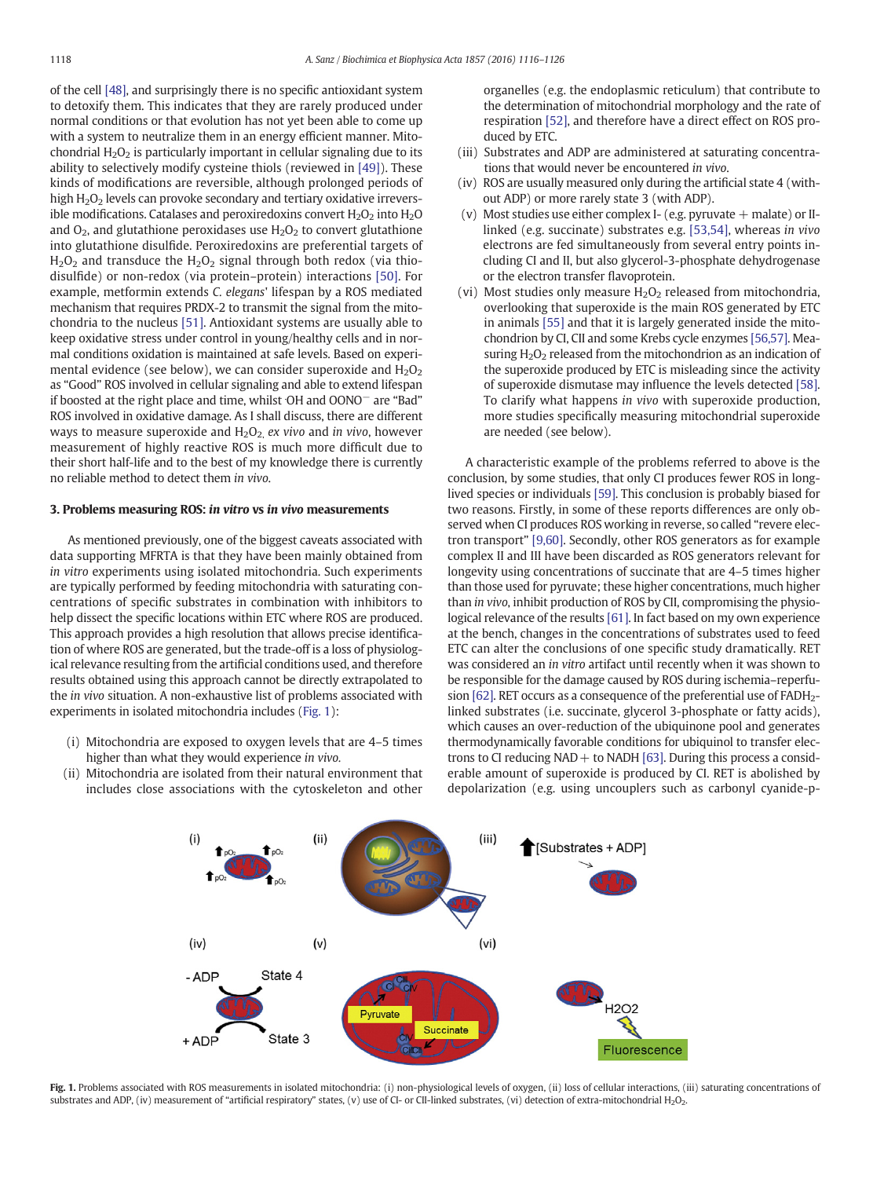of the cell [48], and surprisingly there is no specific antioxidant system to detoxify them. This indicates that they are rarely produced under normal conditions or that evolution has not yet been able to come up with a system to neutralize them in an energy efficient manner. Mitochondrial $H_2O_2$ is particularly important in cellular signaling due to its ability to selectively modify cysteine thiols (reviewed in [49]). These kinds of modifications are reversible, although prolonged periods of high $H_2O_2$ levels can provoke secondary and tertiary oxidative irreversible modifications. Catalases and peroxiredoxins convert $H_2O_2$ into $H_2O$ and $O_2$, and glutathione peroxidases use $H_2O_2$ to convert glutathione into glutathione disulfide. Peroxiredoxins are preferential targets of $H_2O_2$ and transduce the $H_2O_2$ signal through both redox (via thiodisulfide) or non-redox (via protein–protein) interactions [50]. For example, metformin extends *C. elegans*' lifespan by a ROS mediated mechanism that requires PRDX-2 to transmit the signal from the mitochondria to the nucleus [51]. Antioxidant systems are usually able to keep oxidative stress under control in young/healthy cells and in normal conditions oxidation is maintained at safe levels. Based on experimental evidence (see below), we can consider superoxide and $H_2O_2$ as "Good" ROS involved in cellular signaling and able to extend lifespan if boosted at the right place and time, whilst ·OH and $OONO^-$ are "Bad" ROS involved in oxidative damage. As I shall discuss, there are different ways to measure superoxide and $H_2O_2$, *ex vivo* and *in vivo*, however measurement of highly reactive ROS is much more difficult due to their short half-life and to the best of my knowledge there is currently no reliable method to detect them *in vivo*.

## 3. Problems measuring ROS: *in vitro* vs *in vivo* measurements

As mentioned previously, one of the biggest caveats associated with data supporting MFRTA is that they have been mainly obtained from *in vitro* experiments using isolated mitochondria. Such experiments are typically performed by feeding mitochondria with saturating concentrations of specific substrates in combination with inhibitors to help dissect the specific locations within ETC where ROS are produced. This approach provides a high resolution that allows precise identification of where ROS are generated, but the trade-off is a loss of physiological relevance resulting from the artificial conditions used, and therefore results obtained using this approach cannot be directly extrapolated to the *in vivo* situation. A non-exhaustive list of problems associated with experiments in isolated mitochondria includes (Fig. 1):

(i) Mitochondria are exposed to oxygen levels that are 4–5 times higher than what they would experience *in vivo*.
(ii) Mitochondria are isolated from their natural environment that includes close associations with the cytoskeleton and other organelles (e.g. the endoplasmic reticulum) that contribute to the determination of mitochondrial morphology and the rate of respiration [52], and therefore have a direct effect on ROS produced by ETC.
(iii) Substrates and ADP are administered at saturating concentrations that would never be encountered *in vivo*.
(iv) ROS are usually measured only during the artificial state 4 (without ADP) or more rarely state 3 (with ADP).
(v) Most studies use either complex I- (e.g. pyruvate + malate) or II-linked (e.g. succinate) substrates e.g. [53,54], whereas *in vivo* electrons are fed simultaneously from several entry points including CI and II, but also glycerol-3-phosphate dehydrogenase or the electron transfer flavoprotein.
(vi) Most studies only measure $H_2O_2$ released from mitochondria, overlooking that superoxide is the main ROS generated by ETC in animals [55] and that it is largely generated inside the mitochondrion by CI, CII and some Krebs cycle enzymes [56,57]. Measuring $H_2O_2$ released from the mitochondrion as an indication of the superoxide produced by ETC is misleading since the activity of superoxide dismutase may influence the levels detected [58]. To clarify what happens *in vivo* with superoxide production, more studies specifically measuring mitochondrial superoxide are needed (see below).

A characteristic example of the problems referred to above is the conclusion, by some studies, that only CI produces fewer ROS in long-lived species or individuals [59]. This conclusion is probably biased for two reasons. Firstly, in some of these reports differences are only observed when CI produces ROS working in reverse, so called "revere electron transport" [9,60]. Secondly, other ROS generators as for example complex II and III have been discarded as ROS generators relevant for longevity using concentrations of succinate that are 4–5 times higher than those used for pyruvate; these higher concentrations, much higher than *in vivo*, inhibit production of ROS by CII, compromising the physiological relevance of the results [61]. In fact based on my own experience at the bench, changes in the concentrations of substrates used to feed ETC can alter the conclusions of one specific study dramatically. RET was considered an *in vitro* artifact until recently when it was shown to be responsible for the damage caused by ROS during ischemia–reperfusion [62]. RET occurs as a consequence of the preferential use of $FADH_2$-linked substrates (i.e. succinate, glycerol 3-phosphate or fatty acids), which causes an over-reduction of the ubiquinone pool and generates thermodynamically favorable conditions for ubiquinol to transfer electrons to CI reducing NAD+ to NADH [63]. During this process a considerable amount of superoxide is produced by CI. RET is abolished by depolarization (e.g. using uncouplers such as carbonyl cyanide-p-

**Fig. 1.** Problems associated with ROS measurements in isolated mitochondria: (i) non-physiological levels of oxygen, (ii) loss of cellular interactions, (iii) saturating concentrations of substrates and ADP, (iv) measurement of "artificial respiratory" states, (v) use of CI- or CII-linked substrates, (vi) detection of extra-mitochondrial $H_2O_2$.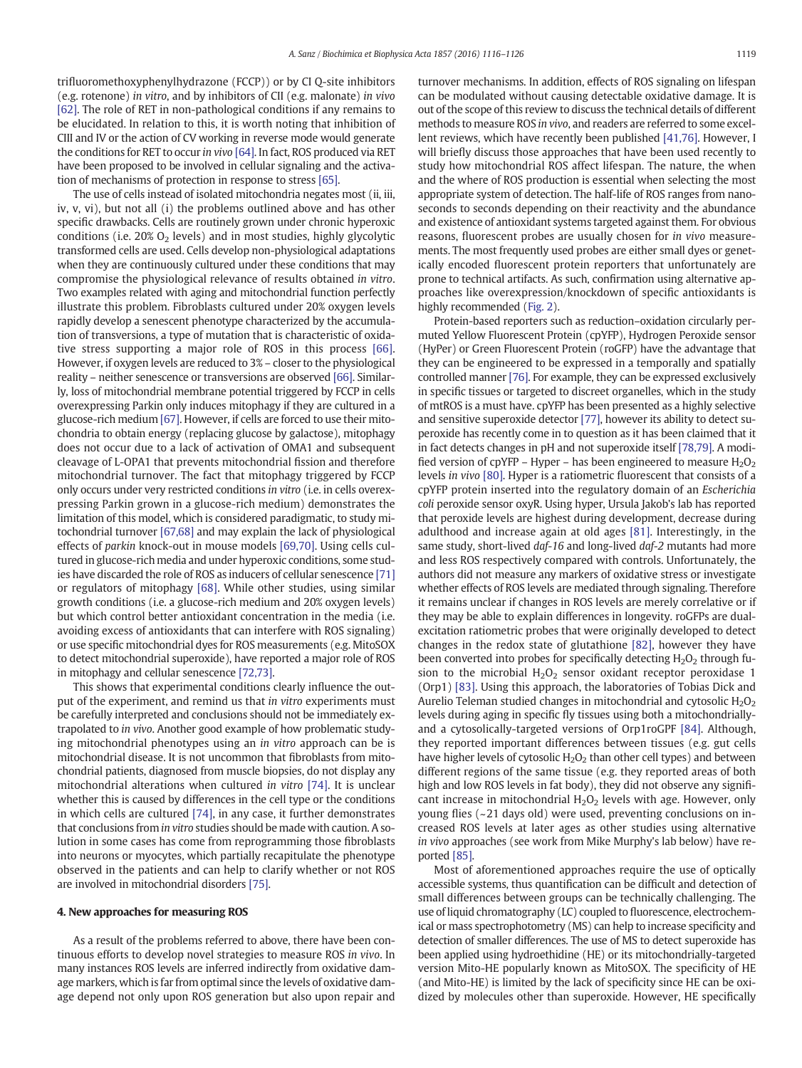trifluoromethoxyphenylhydrazone (FCCP)) or by CI Q-site inhibitors (e.g. rotenone) *in vitro*, and by inhibitors of CII (e.g. malonate) *in vivo* [62]. The role of RET in non-pathological conditions if any remains to be elucidated. In relation to this, it is worth noting that inhibition of CIII and IV or the action of CV working in reverse mode would generate the conditions for RET to occur *in vivo* [64]. In fact, ROS produced via RET have been proposed to be involved in cellular signaling and the activation of mechanisms of protection in response to stress [65].

The use of cells instead of isolated mitochondria negates most (ii, iii, iv, v, vi), but not all (i) the problems outlined above and has other specific drawbacks. Cells are routinely grown under chronic hyperoxic conditions (i.e. 20% $O_2$ levels) and in most studies, highly glycolytic transformed cells are used. Cells develop non-physiological adaptations when they are continuously cultured under these conditions that may compromise the physiological relevance of results obtained *in vitro*. Two examples related with aging and mitochondrial function perfectly illustrate this problem. Fibroblasts cultured under 20% oxygen levels rapidly develop a senescent phenotype characterized by the accumulation of transversions, a type of mutation that is characteristic of oxidative stress supporting a major role of ROS in this process [66]. However, if oxygen levels are reduced to 3% – closer to the physiological reality – neither senescence or transversions are observed [66]. Similarly, loss of mitochondrial membrane potential triggered by FCCP in cells overexpressing Parkin only induces mitophagy if they are cultured in a glucose-rich medium [67]. However, if cells are forced to use their mitochondria to obtain energy (replacing glucose by galactose), mitophagy does not occur due to a lack of activation of OMA1 and subsequent cleavage of L-OPA1 that prevents mitochondrial fission and therefore mitochondrial turnover. The fact that mitophagy triggered by FCCP only occurs under very restricted conditions *in vitro* (i.e. in cells overexpressing Parkin grown in a glucose-rich medium) demonstrates the limitation of this model, which is considered paradigmatic, to study mitochondrial turnover [67,68] and may explain the lack of physiological effects of *parkin* knock-out in mouse models [69,70]. Using cells cultured in glucose-rich media and under hyperoxic conditions, some studies have discarded the role of ROS as inducers of cellular senescence [71] or regulators of mitophagy [68]. While other studies, using similar growth conditions (i.e. a glucose-rich medium and 20% oxygen levels) but which control better antioxidant concentration in the media (i.e. avoiding excess of antioxidants that can interfere with ROS signaling) or use specific mitochondrial dyes for ROS measurements (e.g. MitoSOX to detect mitochondrial superoxide), have reported a major role of ROS in mitophagy and cellular senescence [72,73].

This shows that experimental conditions clearly influence the output of the experiment, and remind us that *in vitro* experiments must be carefully interpreted and conclusions should not be immediately extrapolated to *in vivo*. Another good example of how problematic studying mitochondrial phenotypes using an *in vitro* approach can be is mitochondrial disease. It is not uncommon that fibroblasts from mitochondrial patients, diagnosed from muscle biopsies, do not display any mitochondrial alterations when cultured *in vitro* [74]. It is unclear whether this is caused by differences in the cell type or the conditions in which cells are cultured [74], in any case, it further demonstrates that conclusions from *in vitro* studies should be made with caution. A solution in some cases has come from reprogramming those fibroblasts into neurons or myocytes, which partially recapitulate the phenotype observed in the patients and can help to clarify whether or not ROS are involved in mitochondrial disorders [75].

## 4. New approaches for measuring ROS

As a result of the problems referred to above, there have been continuous efforts to develop novel strategies to measure ROS *in vivo*. In many instances ROS levels are inferred indirectly from oxidative damage markers, which is far from optimal since the levels of oxidative damage depend not only upon ROS generation but also upon repair and turnover mechanisms. In addition, effects of ROS signaling on lifespan can be modulated without causing detectable oxidative damage. It is out of the scope of this review to discuss the technical details of different methods to measure ROS *in vivo*, and readers are referred to some excellent reviews, which have recently been published [41,76]. However, I will briefly discuss those approaches that have been used recently to study how mitochondrial ROS affect lifespan. The nature, the when and the where of ROS production is essential when selecting the most appropriate system of detection. The half-life of ROS ranges from nanoseconds to seconds depending on their reactivity and the abundance and existence of antioxidant systems targeted against them. For obvious reasons, fluorescent probes are usually chosen for *in vivo* measurements. The most frequently used probes are either small dyes or genetically encoded fluorescent protein reporters that unfortunately are prone to technical artifacts. As such, confirmation using alternative approaches like overexpression/knockdown of specific antioxidants is highly recommended (Fig. 2).

Protein-based reporters such as reduction–oxidation circularly permuted Yellow Fluorescent Protein (cpYFP), Hydrogen Peroxide sensor (HyPer) or Green Fluorescent Protein (roGFP) have the advantage that they can be engineered to be expressed in a temporally and spatially controlled manner [76]. For example, they can be expressed exclusively in specific tissues or targeted to discreet organelles, which in the study of mtROS is a must have. cpYFP has been presented as a highly selective and sensitive superoxide detector [77], however its ability to detect superoxide has recently come in to question as it has been claimed that it in fact detects changes in pH and not superoxide itself [78,79]. A modified version of cpYFP – Hyper – has been engineered to measure $H_2O_2$ levels *in vivo* [80]. Hyper is a ratiometric fluorescent that consists of a cpYFP protein inserted into the regulatory domain of an *Escherichia coli* peroxide sensor oxyR. Using hyper, Ursula Jakob's lab has reported that peroxide levels are highest during development, decrease during adulthood and increase again at old ages [81]. Interestingly, in the same study, short-lived *daf-16* and long-lived *daf-2* mutants had more and less ROS respectively compared with controls. Unfortunately, the authors did not measure any markers of oxidative stress or investigate whether effects of ROS levels are mediated through signaling. Therefore it remains unclear if changes in ROS levels are merely correlative or if they may be able to explain differences in longevity. roGFPs are dual-excitation ratiometric probes that were originally developed to detect changes in the redox state of glutathione [82], however they have been converted into probes for specifically detecting $H_2O_2$ through fusion to the microbial $H_2O_2$ sensor oxidant receptor peroxidase 1 (Orp1) [83]. Using this approach, the laboratories of Tobias Dick and Aurelio Teleman studied changes in mitochondrial and cytosolic $H_2O_2$ levels during aging in specific fly tissues using both a mitochondrially- and a cytosolically-targeted versions of Orp1roGPF [84]. Although, they reported important differences between tissues (e.g. gut cells have higher levels of cytosolic $H_2O_2$ than other cell types) and between different regions of the same tissue (e.g. they reported areas of both high and low ROS levels in fat body), they did not observe any significant increase in mitochondrial $H_2O_2$ levels with age. However, only young flies (~21 days old) were used, preventing conclusions on increased ROS levels at later ages as other studies using alternative *in vivo* approaches (see work from Mike Murphy's lab below) have reported [85].

Most of aforementioned approaches require the use of optically accessible systems, thus quantification can be difficult and detection of small differences between groups can be technically challenging. The use of liquid chromatography (LC) coupled to fluorescence, electrochemical or mass spectrophotometry (MS) can help to increase specificity and detection of smaller differences. The use of MS to detect superoxide has been applied using hydroethidine (HE) or its mitochondrially-targeted version Mito-HE popularly known as MitoSOX. The specificity of HE (and Mito-HE) is limited by the lack of specificity since HE can be oxidized by molecules other than superoxide. However, HE specifically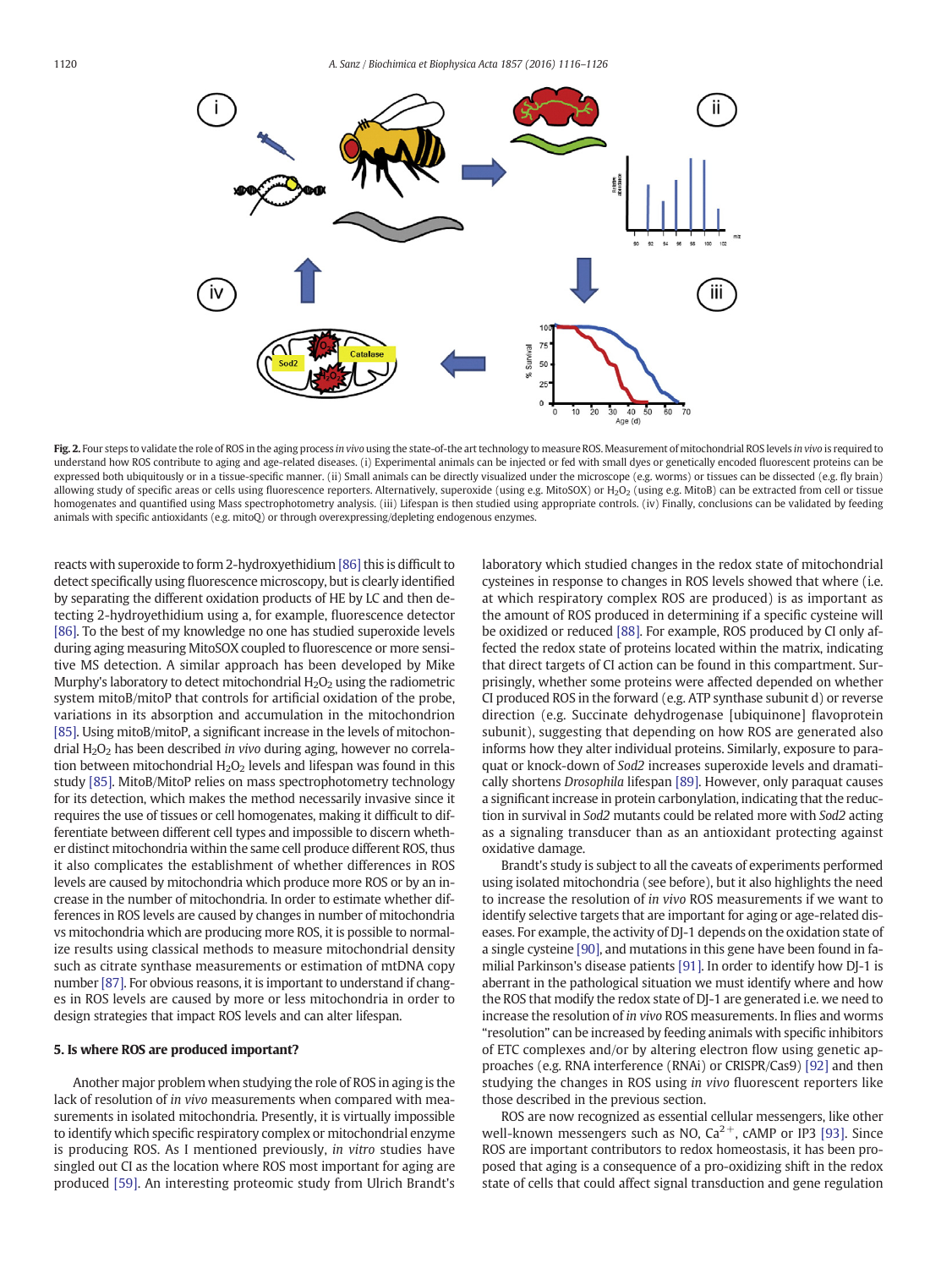**Fig. 2.** Four steps to validate the role of ROS in the aging process *in vivo* using the state-of-the art technology to measure ROS. Measurement of mitochondrial ROS levels *in vivo* is required to understand how ROS contribute to aging and age-related diseases. (i) Experimental animals can be injected or fed with small dyes or genetically encoded fluorescent proteins can be expressed both ubiquitously or in a tissue-specific manner. (ii) Small animals can be directly visualized under the microscope (e.g. worms) or tissues can be dissected (e.g. fly brain) allowing study of specific areas or cells using fluorescence reporters. Alternatively, superoxide (using e.g. MitoSOX) or $H_2O_2$ (using e.g. MitoB) can be extracted from cell or tissue homogenates and quantified using Mass spectrophotometry analysis. (iii) Lifespan is then studied using appropriate controls. (iv) Finally, conclusions can be validated by feeding animals with specific antioxidants (e.g. mitoQ) or through overexpressing/depleting endogenous enzymes.

reacts with superoxide to form 2-hydroxyethidium [86] this is difficult to detect specifically using fluorescence microscopy, but is clearly identified by separating the different oxidation products of HE by LC and then detecting 2-hydroyethidium using a, for example, fluorescence detector [86]. To the best of my knowledge no one has studied superoxide levels during aging measuring MitoSOX coupled to fluorescence or more sensitive MS detection. A similar approach has been developed by Mike Murphy's laboratory to detect mitochondrial $H_2O_2$ using the radiometric system mitoB/mitoP that controls for artificial oxidation of the probe, variations in its absorption and accumulation in the mitochondrion [85]. Using mitoB/mitoP, a significant increase in the levels of mitochondrial $H_2O_2$ has been described *in vivo* during aging, however no correlation between mitochondrial $H_2O_2$ levels and lifespan was found in this study [85]. MitoB/MitoP relies on mass spectrophotometry technology for its detection, which makes the method necessarily invasive since it requires the use of tissues or cell homogenates, making it difficult to differentiate between different cell types and impossible to discern whether distinct mitochondria within the same cell produce different ROS, thus it also complicates the establishment of whether differences in ROS levels are caused by mitochondria which produce more ROS or by an increase in the number of mitochondria. In order to estimate whether differences in ROS levels are caused by changes in number of mitochondria vs mitochondria which are producing more ROS, it is possible to normalize results using classical methods to measure mitochondrial density such as citrate synthase measurements or estimation of mtDNA copy number [87]. For obvious reasons, it is important to understand if changes in ROS levels are caused by more or less mitochondria in order to design strategies that impact ROS levels and can alter lifespan.

## 5. Is where ROS are produced important?

Another major problem when studying the role of ROS in aging is the lack of resolution of *in vivo* measurements when compared with measurements in isolated mitochondria. Presently, it is virtually impossible to identify which specific respiratory complex or mitochondrial enzyme is producing ROS. As I mentioned previously, *in vitro* studies have singled out CI as the location where ROS most important for aging are produced [59]. An interesting proteomic study from Ulrich Brandt's laboratory which studied changes in the redox state of mitochondrial cysteines in response to changes in ROS levels showed that where (i.e. at which respiratory complex ROS are produced) is as important as the amount of ROS produced in determining if a specific cysteine will be oxidized or reduced [88]. For example, ROS produced by CI only affected the redox state of proteins located within the matrix, indicating that direct targets of CI action can be found in this compartment. Surprisingly, whether some proteins were affected depended on whether CI produced ROS in the forward (e.g. ATP synthase subunit d) or reverse direction (e.g. Succinate dehydrogenase [ubiquinone] flavoprotein subunit), suggesting that depending on how ROS are generated also informs how they alter individual proteins. Similarly, exposure to paraquat or knock-down of *Sod2* increases superoxide levels and dramatically shortens *Drosophila* lifespan [89]. However, only paraquat causes a significant increase in protein carbonylation, indicating that the reduction in survival in *Sod2* mutants could be related more with *Sod2* acting as a signaling transducer than as an antioxidant protecting against oxidative damage.

Brandt's study is subject to all the caveats of experiments performed using isolated mitochondria (see before), but it also highlights the need to increase the resolution of *in vivo* ROS measurements if we want to identify selective targets that are important for aging or age-related diseases. For example, the activity of DJ-1 depends on the oxidation state of a single cysteine [90], and mutations in this gene have been found in familial Parkinson's disease patients [91]. In order to identify how DJ-1 is aberrant in the pathological situation we must identify where and how the ROS that modify the redox state of DJ-1 are generated i.e. we need to increase the resolution of *in vivo* ROS measurements. In flies and worms "resolution" can be increased by feeding animals with specific inhibitors of ETC complexes and/or by altering electron flow using genetic approaches (e.g. RNA interference (RNAi) or CRISPR/Cas9) [92] and then studying the changes in ROS using *in vivo* fluorescent reporters like those described in the previous section.

ROS are now recognized as essential cellular messengers, like other well-known messengers such as NO, $Ca^{2+}$, cAMP or IP3 [93]. Since ROS are important contributors to redox homeostasis, it has been proposed that aging is a consequence of a pro-oxidizing shift in the redox state of cells that could affect signal transduction and gene regulation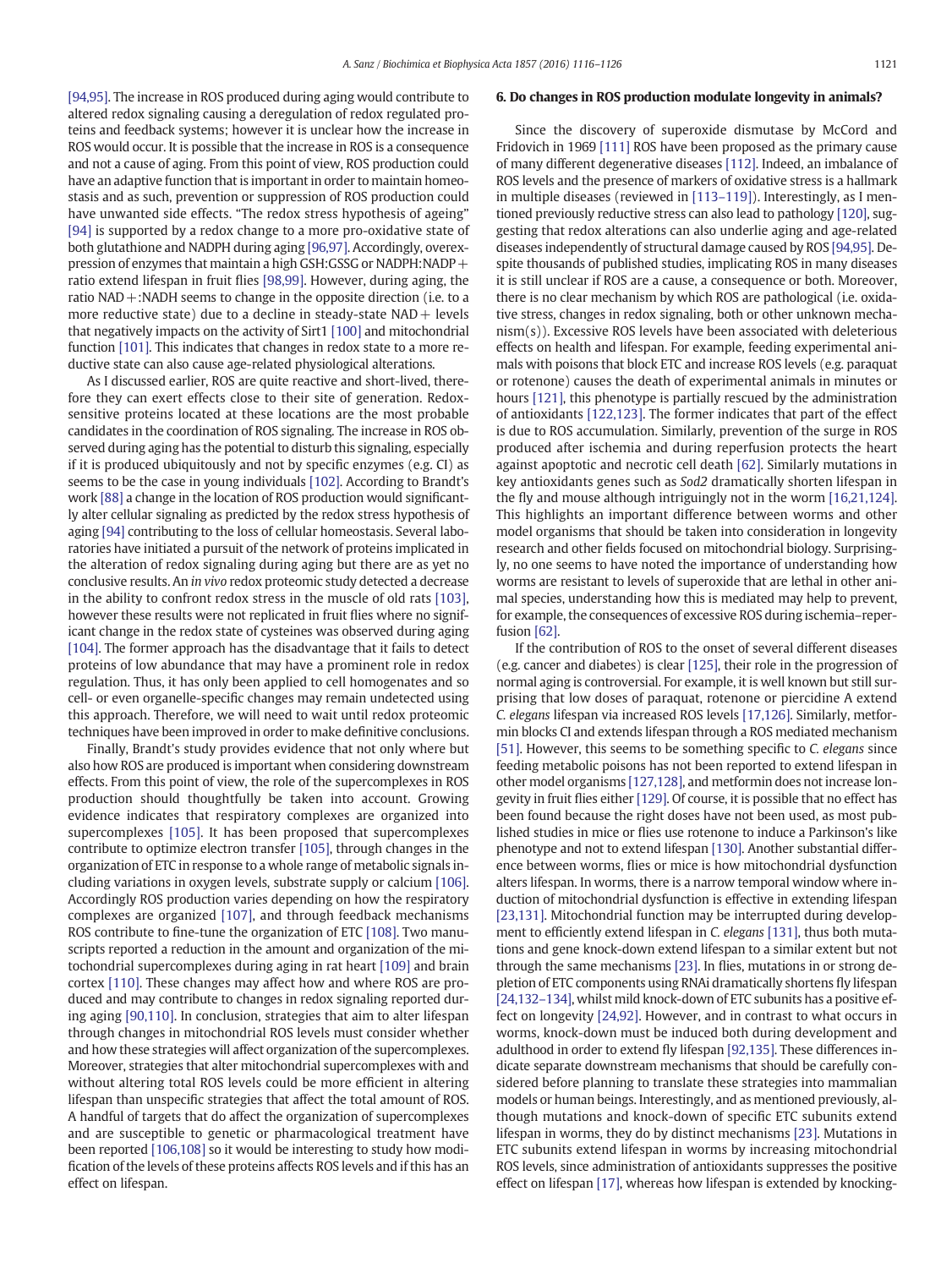[94,95]. The increase in ROS produced during aging would contribute to altered redox signaling causing a deregulation of redox regulated proteins and feedback systems; however it is unclear how the increase in ROS would occur. It is possible that the increase in ROS is a consequence and not a cause of aging. From this point of view, ROS production could have an adaptive function that is important in order to maintain homeostasis and as such, prevention or suppression of ROS production could have unwanted side effects. "The redox stress hypothesis of ageing" [94] is supported by a redox change to a more pro-oxidative state of both glutathione and NADPH during aging [96,97]. Accordingly, overexpression of enzymes that maintain a high GSH:GSSG or NADPH:NADP+ ratio extend lifespan in fruit flies [98,99]. However, during aging, the ratio NAD+:NADH seems to change in the opposite direction (i.e. to a more reductive state) due to a decline in steady-state NAD+ levels that negatively impacts on the activity of Sirt1 [100] and mitochondrial function [101]. This indicates that changes in redox state to a more reductive state can also cause age-related physiological alterations.

As I discussed earlier, ROS are quite reactive and short-lived, therefore they can exert effects close to their site of generation. Redox-sensitive proteins located at these locations are the most probable candidates in the coordination of ROS signaling. The increase in ROS observed during aging has the potential to disturb this signaling, especially if it is produced ubiquitously and not by specific enzymes (e.g. CI) as seems to be the case in young individuals [102]. According to Brandt's work [88] a change in the location of ROS production would significantly alter cellular signaling as predicted by the redox stress hypothesis of aging [94] contributing to the loss of cellular homeostasis. Several laboratories have initiated a pursuit of the network of proteins implicated in the alteration of redox signaling during aging but there are as yet no conclusive results. An *in vivo* redox proteomic study detected a decrease in the ability to confront redox stress in the muscle of old rats [103], however these results were not replicated in fruit flies where no significant change in the redox state of cysteines was observed during aging [104]. The former approach has the disadvantage that it fails to detect proteins of low abundance that may have a prominent role in redox regulation. Thus, it has only been applied to cell homogenates and so cell- or even organelle-specific changes may remain undetected using this approach. Therefore, we will need to wait until redox proteomic techniques have been improved in order to make definitive conclusions.

Finally, Brandt's study provides evidence that not only where but also how ROS are produced is important when considering downstream effects. From this point of view, the role of the supercomplexes in ROS production should thoughtfully be taken into account. Growing evidence indicates that respiratory complexes are organized into supercomplexes [105]. It has been proposed that supercomplexes contribute to optimize electron transfer [105], through changes in the organization of ETC in response to a whole range of metabolic signals including variations in oxygen levels, substrate supply or calcium [106]. Accordingly ROS production varies depending on how the respiratory complexes are organized [107], and through feedback mechanisms ROS contribute to fine-tune the organization of ETC [108]. Two manuscripts reported a reduction in the amount and organization of the mitochondrial supercomplexes during aging in rat heart [109] and brain cortex [110]. These changes may affect how and where ROS are produced and may contribute to changes in redox signaling reported during aging [90,110]. In conclusion, strategies that aim to alter lifespan through changes in mitochondrial ROS levels must consider whether and how these strategies will affect organization of the supercomplexes. Moreover, strategies that alter mitochondrial supercomplexes with and without altering total ROS levels could be more efficient in altering lifespan than unspecific strategies that affect the total amount of ROS. A handful of targets that do affect the organization of supercomplexes and are susceptible to genetic or pharmacological treatment have been reported [106,108] so it would be interesting to study how modification of the levels of these proteins affects ROS levels and if this has an effect on lifespan.

## 6. Do changes in ROS production modulate longevity in animals?

Since the discovery of superoxide dismutase by McCord and Fridovich in 1969 [111] ROS have been proposed as the primary cause of many different degenerative diseases [112]. Indeed, an imbalance of ROS levels and the presence of markers of oxidative stress is a hallmark in multiple diseases (reviewed in [113–119]). Interestingly, as I mentioned previously reductive stress can also lead to pathology [120], suggesting that redox alterations can also underlie aging and age-related diseases independently of structural damage caused by ROS [94,95]. Despite thousands of published studies, implicating ROS in many diseases it is still unclear if ROS are a cause, a consequence or both. Moreover, there is no clear mechanism by which ROS are pathological (i.e. oxidative stress, changes in redox signaling, both or other unknown mechanism(s)). Excessive ROS levels have been associated with deleterious effects on health and lifespan. For example, feeding experimental animals with poisons that block ETC and increase ROS levels (e.g. paraquat or rotenone) causes the death of experimental animals in minutes or hours [121], this phenotype is partially rescued by the administration of antioxidants [122,123]. The former indicates that part of the effect is due to ROS accumulation. Similarly, prevention of the surge in ROS produced after ischemia and during reperfusion protects the heart against apoptotic and necrotic cell death [62]. Similarly mutations in key antioxidants genes such as *Sod2* dramatically shorten lifespan in the fly and mouse although intriguingly not in the worm [16,21,124]. This highlights an important difference between worms and other model organisms that should be taken into consideration in longevity research and other fields focused on mitochondrial biology. Surprisingly, no one seems to have noted the importance of understanding how worms are resistant to levels of superoxide that are lethal in other animal species, understanding how this is mediated may help to prevent, for example, the consequences of excessive ROS during ischemia–reperfusion [62].

If the contribution of ROS to the onset of several different diseases (e.g. cancer and diabetes) is clear [125], their role in the progression of normal aging is controversial. For example, it is well known but still surprising that low doses of paraquat, rotenone or piercidine A extend *C. elegans* lifespan via increased ROS levels [17,126]. Similarly, metformin blocks CI and extends lifespan through a ROS mediated mechanism [51]. However, this seems to be something specific to *C. elegans* since feeding metabolic poisons has not been reported to extend lifespan in other model organisms [127,128], and metformin does not increase longevity in fruit flies either [129]. Of course, it is possible that no effect has been found because the right doses have not been used, as most published studies in mice or flies use rotenone to induce a Parkinson's like phenotype and not to extend lifespan [130]. Another substantial difference between worms, flies or mice is how mitochondrial dysfunction alters lifespan. In worms, there is a narrow temporal window where induction of mitochondrial dysfunction is effective in extending lifespan [23,131]. Mitochondrial function may be interrupted during development to efficiently extend lifespan in *C. elegans* [131], thus both mutations and gene knock-down extend lifespan to a similar extent but not through the same mechanisms [23]. In flies, mutations in or strong depletion of ETC components using RNAi dramatically shortens fly lifespan [24,132–134], whilst mild knock-down of ETC subunits has a positive effect on longevity [24,92]. However, and in contrast to what occurs in worms, knock-down must be induced both during development and adulthood in order to extend fly lifespan [92,135]. These differences indicate separate downstream mechanisms that should be carefully considered before planning to translate these strategies into mammalian models or human beings. Interestingly, and as mentioned previously, although mutations and knock-down of specific ETC subunits extend lifespan in worms, they do by distinct mechanisms [23]. Mutations in ETC subunits extend lifespan in worms by increasing mitochondrial ROS levels, since administration of antioxidants suppresses the positive effect on lifespan [17], whereas how lifespan is extended by knocking-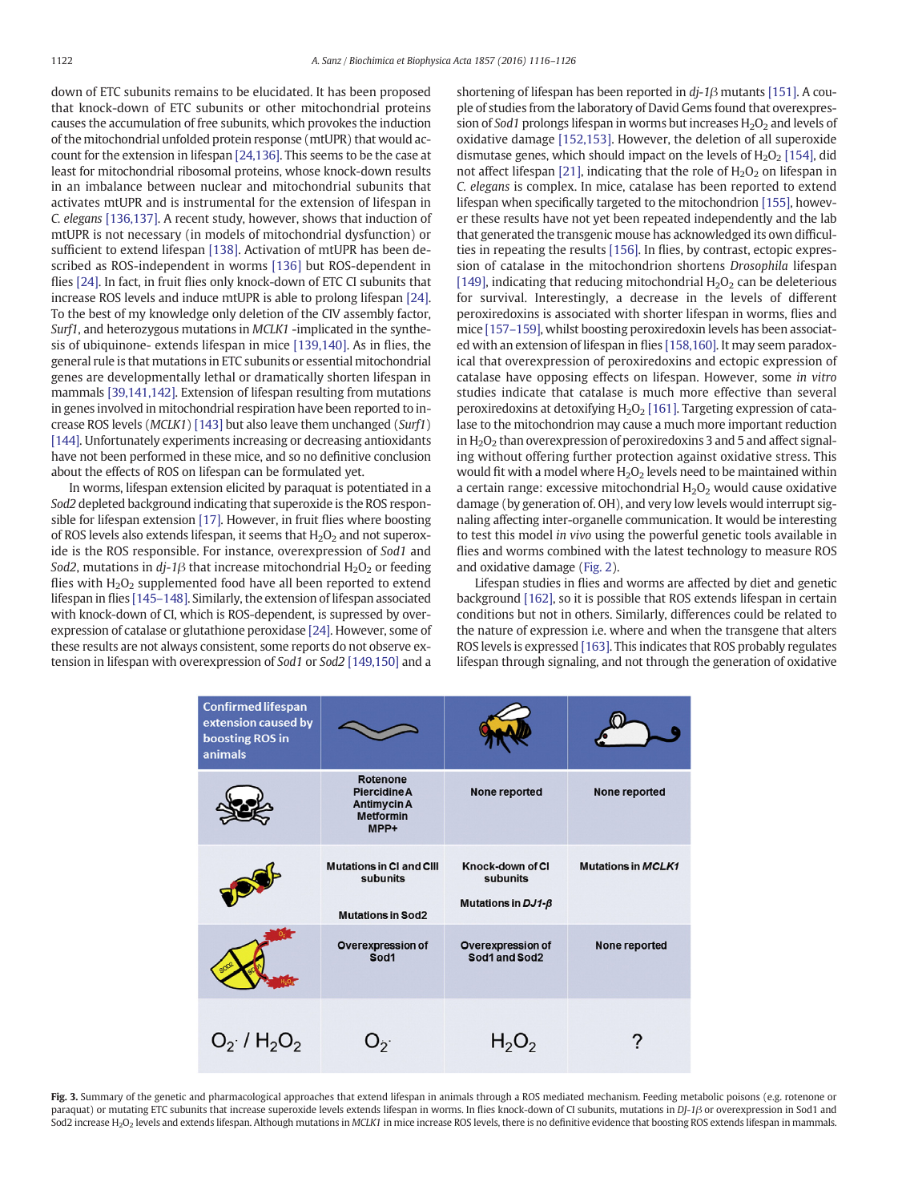down of ETC subunits remains to be elucidated. It has been proposed that knock-down of ETC subunits or other mitochondrial proteins causes the accumulation of free subunits, which provokes the induction of the mitochondrial unfolded protein response (mtUPR) that would account for the extension in lifespan [24,136]. This seems to be the case at least for mitochondrial ribosomal proteins, whose knock-down results in an imbalance between nuclear and mitochondrial subunits that activates mtUPR and is instrumental for the extension of lifespan in *C. elegans* [136,137]. A recent study, however, shows that induction of mtUPR is not necessary (in models of mitochondrial dysfunction) or sufficient to extend lifespan [138]. Activation of mtUPR has been described as ROS-independent in worms [136] but ROS-dependent in flies [24]. In fact, in fruit flies only knock-down of ETC CI subunits that increase ROS levels and induce mtUPR is able to prolong lifespan [24]. To the best of my knowledge only deletion of the CIV assembly factor, *Surf1*, and heterozygous mutations in *MCLK1* -implicated in the synthesis of ubiquinone- extends lifespan in mice [139,140]. As in flies, the general rule is that mutations in ETC subunits or essential mitochondrial genes are developmentally lethal or dramatically shorten lifespan in mammals [39,141,142]. Extension of lifespan resulting from mutations in genes involved in mitochondrial respiration have been reported to increase ROS levels (*MCLK1*) [143] but also leave them unchanged (*Surf1*) [144]. Unfortunately experiments increasing or decreasing antioxidants have not been performed in these mice, and so no definitive conclusion about the effects of ROS on lifespan can be formulated yet.

In worms, lifespan extension elicited by paraquat is potentiated in a *Sod2* depleted background indicating that superoxide is the ROS responsible for lifespan extension [17]. However, in fruit flies where boosting of ROS levels also extends lifespan, it seems that $H_2O_2$ and not superoxide is the ROS responsible. For instance, overexpression of *Sod1* and *Sod2*, mutations in *dj-1β* that increase mitochondrial $H_2O_2$ or feeding flies with $H_2O_2$ supplemented food have all been reported to extend lifespan in flies [145–148]. Similarly, the extension of lifespan associated with knock-down of CI, which is ROS-dependent, is supressed by overexpression of catalase or glutathione peroxidase [24]. However, some of these results are not always consistent, some reports do not observe extension in lifespan with overexpression of *Sod1* or *Sod2* [149,150] and a shortening of lifespan has been reported in *dj-1β* mutants [151]. A couple of studies from the laboratory of David Gems found that overexpression of *Sod1* prolongs lifespan in worms but increases $H_2O_2$ and levels of oxidative damage [152,153]. However, the deletion of all superoxide dismutase genes, which should impact on the levels of $H_2O_2$ [154], did not affect lifespan [21], indicating that the role of $H_2O_2$ on lifespan in *C. elegans* is complex. In mice, catalase has been reported to extend lifespan when specifically targeted to the mitochondrion [155], however these results have not yet been repeated independently and the lab that generated the transgenic mouse has acknowledged its own difficulties in repeating the results [156]. In flies, by contrast, ectopic expression of catalase in the mitochondrion shortens *Drosophila* lifespan [149], indicating that reducing mitochondrial $H_2O_2$ can be deleterious for survival. Interestingly, a decrease in the levels of different peroxiredoxins is associated with shorter lifespan in worms, flies and mice [157–159], whilst boosting peroxiredoxin levels has been associated with an extension of lifespan in flies [158,160]. It may seem paradoxical that overexpression of peroxiredoxins and ectopic expression of catalase have opposing effects on lifespan. However, some *in vitro* studies indicate that catalase is much more effective than several peroxiredoxins at detoxifying $H_2O_2$ [161]. Targeting expression of catalase to the mitochondrion may cause a much more important reduction in $H_2O_2$ than overexpression of peroxiredoxins 3 and 5 and affect signaling without offering further protection against oxidative stress. This would fit with a model where $H_2O_2$ levels need to be maintained within a certain range: excessive mitochondrial $H_2O_2$ would cause oxidative damage (by generation of. OH), and very low levels would interrupt signaling affecting inter-organelle communication. It would be interesting to test this model *in vivo* using the powerful genetic tools available in flies and worms combined with the latest technology to measure ROS and oxidative damage (Fig. 2).

Lifespan studies in flies and worms are affected by diet and genetic background [162], so it is possible that ROS extends lifespan in certain conditions but not in others. Similarly, differences could be related to the nature of expression i.e. where and when the transgene that alters ROS levels is expressed [163]. This indicates that ROS probably regulates lifespan through signaling, and not through the generation of oxidative

| Confirmed lifespan extension caused by boosting ROS in animals | (worm) | (fly) | (mouse) |
|---|---|---|---|
| (poison) | Rotenone<br>Piercidine A<br>Antimycin A<br>Metformin<br>MPP+ | None reported | None reported |
| (mutation) | Mutations in CI and CIII subunits<br><br>Mutations in Sod2 | Knock-down of CI subunits<br><br>Mutations in *DJ1-β* | Mutations in *MCLK1* |
| (SOD) | Overexpression of Sod1 | Overexpression of Sod1 and Sod2 | None reported |
| $O_2^{\cdot}$ / $H_2O_2$ | $O_2^{\cdot}$ | $H_2O_2$ | ? |

**Fig. 3.** Summary of the genetic and pharmacological approaches that extend lifespan in animals through a ROS mediated mechanism. Feeding metabolic poisons (e.g. rotenone or paraquat) or mutating ETC subunits that increase superoxide levels extends lifespan in worms. In flies knock-down of CI subunits, mutations in *DJ-1β* or overexpression in Sod1 and Sod2 increase $H_2O_2$ levels and extends lifespan. Although mutations in *MCLK1* in mice increase ROS levels, there is no definitive evidence that boosting ROS extends lifespan in mammals.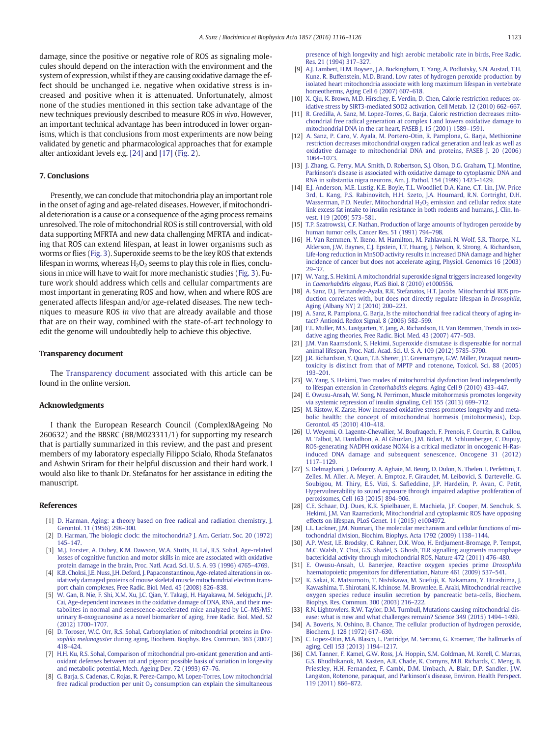damage, since the positive or negative role of ROS as signaling molecules should depend on the interaction with the environment and the system of expression, whilst if they are causing oxidative damage the effect should be unchanged i.e. negative when oxidative stress is increased and positive when it is attenuated. Unfortunately, almost none of the studies mentioned in this section take advantage of the new techniques previously described to measure ROS *in vivo*. However, an important technical advantage has been introduced in lower organisms, which is that conclusions from most experiments are now being validated by genetic and pharmacological approaches that for example alter antioxidant levels e.g. [24] and [17] (Fig. 2).

## 7. Conclusions

Presently, we can conclude that mitochondria play an important role in the onset of aging and age-related diseases. However, if mitochondrial deterioration is a cause or a consequence of the aging process remains unresolved. The role of mitochondrial ROS is still controversial, with old data supporting MFRTA and new data challenging MFRTA and indicating that ROS can extend lifespan, at least in lower organisms such as worms or flies (Fig. 3). Superoxide seems to be the key ROS that extends lifespan in worms, whereas $H_2O_2$ seems to play this role in flies, conclusions in mice will have to wait for more mechanistic studies (Fig. 3). Future work should address which cells and cellular compartments are most important in generating ROS and how, when and where ROS are generated affects lifespan and/or age-related diseases. The new techniques to measure ROS *in vivo* that are already available and those that are on their way, combined with the state-of-art technology to edit the genome will undoubtedly help to achieve this objective.

## Transparency document

The Transparency document associated with this article can be found in the online version.

## Acknowledgments

I thank the European Research Council (ComplexI&Ageing No 260632) and the BBSRC (BB/M023311/1) for supporting my research that is partially summarized in this review, and the past and present members of my laboratory especially Filippo Scialo, Rhoda Stefanatos and Ashwin Sriram for their helpful discussion and their hard work. I would also like to thank Dr. Stefanatos for her assistance in editing the manuscript.

## References

[1] D. Harman, Aging: a theory based on free radical and radiation chemistry, J. Gerontol. 11 (1956) 298–300.

[2] D. Harman, The biologic clock: the mitochondria? J. Am. Geriatr. Soc. 20 (1972) 145–147.

[3] M.J. Forster, A. Dubey, K.M. Dawson, W.A. Stutts, H. Lal, R.S. Sohal, Age-related losses of cognitive function and motor skills in mice are associated with oxidative protein damage in the brain, Proc. Natl. Acad. Sci. U. S. A. 93 (1996) 4765–4769.

[4] K.B. Choksi, J.E. Nuss, J.H. Deford, J. Papaconstantinou, Age-related alterations in oxidatively damaged proteins of mouse skeletal muscle mitochondrial electron transport chain complexes, Free Radic. Biol. Med. 45 (2008) 826–838.

[5] W. Gan, B. Nie, F. Shi, X.M. Xu, J.C. Qian, Y. Takagi, H. Hayakawa, M. Sekiguchi, J.P. Cai, Age-dependent increases in the oxidative damage of DNA, RNA, and their metabolites in normal and senescence-accelerated mice analyzed by LC–MS/MS: urinary 8-oxoguanosine as a novel biomarker of aging, Free Radic. Biol. Med. 52 (2012) 1700–1707.

[6] D. Toroser, W.C. Orr, R.S. Sohal, Carbonylation of mitochondrial proteins in *Drosophila melanogaster* during aging, Biochem. Biophys. Res. Commun. 363 (2007) 418–424.

[7] H.H. Ku, R.S. Sohal, Comparison of mitochondrial pro-oxidant generation and anti-oxidant defenses between rat and pigeon: possible basis of variation in longevity and metabolic potential, Mech. Ageing Dev. 72 (1993) 67–76.

[8] G. Barja, S. Cadenas, C. Rojas, R. Perez-Campo, M. Lopez-Torres, Low mitochondrial free radical production per unit $O_2$ consumption can explain the simultaneous presence of high longevity and high aerobic metabolic rate in birds, Free Radic. Res. 21 (1994) 317–327.

[9] A.J. Lambert, H.M. Boysen, J.A. Buckingham, T. Yang, A. Podlutsky, S.N. Austad, T.H. Kunz, R. Buffenstein, M.D. Brand, Low rates of hydrogen peroxide production by isolated heart mitochondria associate with long maximum lifespan in vertebrate homeotherms, Aging Cell 6 (2007) 607–618.

[10] X. Qiu, K. Brown, M.D. Hirschey, E. Verdin, D. Chen, Calorie restriction reduces oxidative stress by SIRT3-mediated SOD2 activation, Cell Metab. 12 (2010) 662–667.

[11] R. Gredilla, A. Sanz, M. Lopez-Torres, G. Barja, Caloric restriction decreases mitochondrial free radical generation at complex I and lowers oxidative damage to mitochondrial DNA in the rat heart, FASEB J. 15 (2001) 1589–1591.

[12] A. Sanz, P. Caro, V. Ayala, M. Portero-Otin, R. Pamplona, G. Barja, Methionine restriction decreases mitochondrial oxygen radical generation and leak as well as oxidative damage to mitochondrial DNA and proteins, FASEB J. 20 (2006) 1064–1073.

[13] J. Zhang, G. Perry, M.A. Smith, D. Robertson, S.J. Olson, D.G. Graham, T.J. Montine, Parkinson's disease is associated with oxidative damage to cytoplasmic DNA and RNA in substantia nigra neurons, Am. J. Pathol. 154 (1999) 1423–1429.

[14] E.J. Anderson, M.E. Lustig, K.E. Boyle, T.L. Woodlief, D.A. Kane, C.T. Lin, J.W. Price 3rd, L. Kang, P.S. Rabinovitch, H.H. Szeto, J.A. Houmard, R.N. Cortright, D.H. Wasserman, P.D. Neufer, Mitochondrial $H_2O_2$ emission and cellular redox state link excess fat intake to insulin resistance in both rodents and humans, J. Clin. Invest. 119 (2009) 573–581.

[15] T.P. Szatrowski, C.F. Nathan, Production of large amounts of hydrogen peroxide by human tumor cells, Cancer Res. 51 (1991) 794–798.

[16] H. Van Remmen, Y. Ikeno, M. Hamilton, M. Pahlavani, N. Wolf, S.R. Thorpe, N.L. Alderson, J.W. Baynes, C.J. Epstein, T.T. Huang, J. Nelson, R. Strong, A. Richardson, Life-long reduction in MnSOD activity results in increased DNA damage and higher incidence of cancer but does not accelerate aging, Physiol. Genomics 16 (2003) 29–37.

[17] W. Yang, S. Hekimi, A mitochondrial superoxide signal triggers increased longevity in *Caenorhabditis elegans*, PLoS Biol. 8 (2010) e1000556.

[18] A. Sanz, D.J. Fernandez-Ayala, R.K. Stefanatos, H.T. Jacobs, Mitochondrial ROS production correlates with, but does not directly regulate lifespan in *Drosophila*, Aging (Albany NY) 2 (2010) 200–223.

[19] A. Sanz, R. Pamplona, G. Barja, Is the mitochondrial free radical theory of aging intact? Antioxid. Redox Signal. 8 (2006) 582–599.

[20] F.L. Muller, M.S. Lustgarten, Y. Jang, A. Richardson, H. Van Remmen, Trends in oxidative aging theories, Free Radic. Biol. Med. 43 (2007) 477–503.

[21] J.M. Van Raamsdonk, S. Hekimi, Superoxide dismutase is dispensable for normal animal lifespan, Proc. Natl. Acad. Sci. U. S. A. 109 (2012) 5785–5790.

[22] J.R. Richardson, Y. Quan, T.B. Sherer, J.T. Greenamyre, G.W. Miller, Paraquat neurotoxicity is distinct from that of MPTP and rotenone, Toxicol. Sci. 88 (2005) 193–201.

[23] W. Yang, S. Hekimi, Two modes of mitochondrial dysfunction lead independently to lifespan extension in *Caenorhabditis elegans*, Aging Cell 9 (2010) 433–447.

[24] E. Owusu-Ansah, W. Song, N. Perrimon, Muscle mitohormesis promotes longevity via systemic repression of insulin signaling, Cell 155 (2013) 699–712.

[25] M. Ristow, K. Zarse, How increased oxidative stress promotes longevity and metabolic health: the concept of mitochondrial hormesis (mitohormesis), Exp. Gerontol. 45 (2010) 410–418.

[26] U. Weyemi, O. Lagente-Chevallier, M. Boufraqech, F. Prenois, F. Courtin, B. Caillou, M. Talbot, M. Dardalhon, A. Al Ghuzlan, J.M. Bidart, M. Schlumberger, C. Dupuy, ROS-generating NADPH oxidase NOX4 is a critical mediator in oncogenic H-Ras-induced DNA damage and subsequent senescence, Oncogene 31 (2012) 1117–1129.

[27] S. Delmaghani, J. Defourny, A. Aghaie, M. Beurg, D. Dulon, N. Thelen, I. Perfettini, T. Zelles, M. Aller, A. Meyer, A. Emptoz, F. Giraudet, M. Leibovici, S. Dartevelle, G. Soubigou, M. Thiry, E.S. Vizi, S. Safieddine, J.P. Hardelin, P. Avan, C. Petit, Hypervulnerability to sound exposure through impaired adaptive proliferation of peroxisomes, Cell 163 (2015) 894–906.

[28] C.E. Schaar, D.J. Dues, K.K. Spielbauer, E. Machiela, J.F. Cooper, M. Senchuk, S. Hekimi, J.M. Van Raamsdonk, Mitochondrial and cytoplasmic ROS have opposing effects on lifespan, PLoS Genet. 11 (2015) e1004972.

[29] L.L. Lackner, J.M. Nunnari, The molecular mechanism and cellular functions of mitochondrial division, Biochim. Biophys. Acta 1792 (2009) 1138–1144.

[30] A.P. West, I.E. Brodsky, C. Rahner, D.K. Woo, H. Erdjument-Bromage, P. Tempst, M.C. Walsh, Y. Choi, G.S. Shadel, S. Ghosh, TLR signalling augments macrophage bactericidal activity through mitochondrial ROS, Nature 472 (2011) 476–480.

[31] E. Owusu-Ansah, U. Banerjee, Reactive oxygen species prime *Drosophila* haematopoietic progenitors for differentiation, Nature 461 (2009) 537–541.

[32] K. Sakai, K. Matsumoto, T. Nishikawa, M. Suefuji, K. Nakamaru, Y. Hirashima, J. Kawashima, T. Shirotani, K. Ichinose, M. Brownlee, E. Araki, Mitochondrial reactive oxygen species reduce insulin secretion by pancreatic beta-cells, Biochem. Biophys. Res. Commun. 300 (2003) 216–222.

[33] R.N. Lightowlers, R.W. Taylor, D.M. Turnbull, Mutations causing mitochondrial disease: what is new and what challenges remain? Science 349 (2015) 1494–1499.

[34] A. Boveris, N. Oshino, B. Chance, The cellular production of hydrogen peroxide, Biochem. J. 128 (1972) 617–630.

[35] C. Lopez-Otin, M.A. Blasco, L. Partridge, M. Serrano, G. Kroemer, The hallmarks of aging, Cell 153 (2013) 1194–1217.

[36] C.M. Tanner, F. Kamel, G.W. Ross, J.A. Hoppin, S.M. Goldman, M. Korell, C. Marras, G.S. Bhudhikanok, M. Kasten, A.R. Chade, K. Comyns, M.B. Richards, C. Meng, B. Priestley, H.H. Fernandez, F. Cambi, D.M. Umbach, A. Blair, D.P. Sandler, J.W. Langston, Rotenone, paraquat, and Parkinson's disease, Environ. Health Perspect. 119 (2011) 866–872.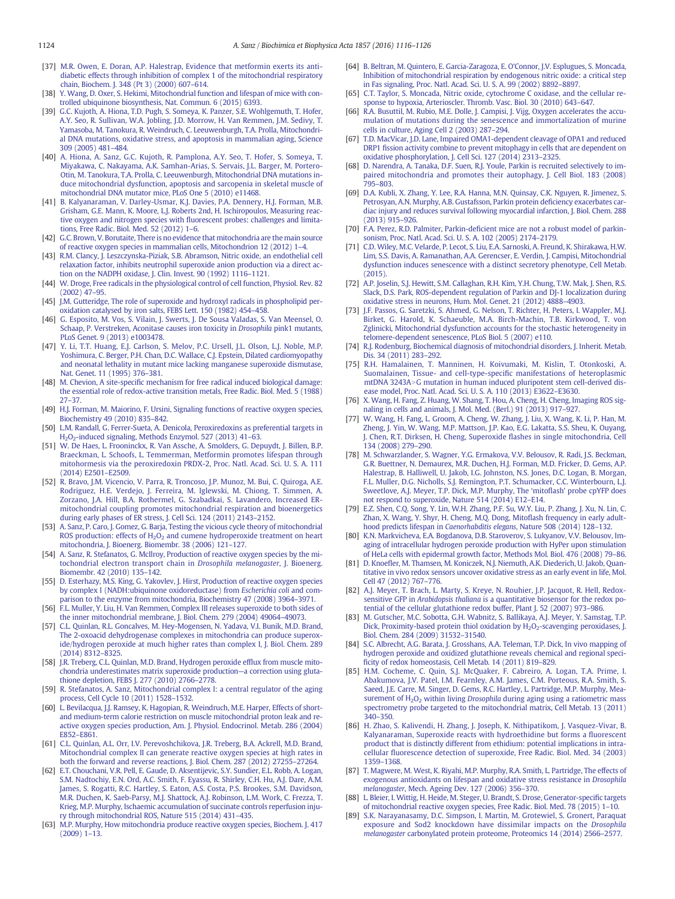[37] M.R. Owen, E. Doran, A.P. Halestrap, Evidence that metformin exerts its anti-diabetic effects through inhibition of complex 1 of the mitochondrial respiratory chain, Biochem. J. 348 (Pt 3) (2000) 607–614.

[38] Y. Wang, D. Oxer, S. Hekimi, Mitochondrial function and lifespan of mice with controlled ubiquinone biosynthesis, Nat. Commun. 6 (2015) 6393.

[39] G.C. Kujoth, A. Hiona, T.D. Pugh, S. Someya, K. Panzer, S.E. Wohlgemuth, T. Hofer, A.Y. Seo, R. Sullivan, W.A. Jobling, J.D. Morrow, H. Van Remmen, J.M. Sedivy, T. Yamasoba, M. Tanokura, R. Weindruch, C. Leeuwenburgh, T.A. Prolla, Mitochondrial DNA mutations, oxidative stress, and apoptosis in mammalian aging, Science 309 (2005) 481–484.

[40] A. Hiona, A. Sanz, G.C. Kujoth, R. Pamplona, A.Y. Seo, T. Hofer, S. Someya, T. Miyakawa, C. Nakayama, A.K. Samhan-Arias, S. Servais, J.L. Barger, M. Portero-Otin, M. Tanokura, T.A. Prolla, C. Leeuwenburgh, Mitochondrial DNA mutations induce mitochondrial dysfunction, apoptosis and sarcopenia in skeletal muscle of mitochondrial DNA mutator mice, PLoS One 5 (2010) e11468.

[41] B. Kalyanaraman, V. Darley-Usmar, K.J. Davies, P.A. Dennery, H.J. Forman, M.B. Grisham, G.E. Mann, K. Moore, L.J. Roberts 2nd, H. Ischiropoulos, Measuring reactive oxygen and nitrogen species with fluorescent probes: challenges and limitations, Free Radic. Biol. Med. 52 (2012) 1–6.

[42] G.C. Brown, V. Borutaite, There is no evidence that mitochondria are the main source of reactive oxygen species in mammalian cells, Mitochondrion 12 (2012) 1–4.

[43] R.M. Clancy, J. Leszczynska-Piziak, S.B. Abramson, Nitric oxide, an endothelial cell relaxation factor, inhibits neutrophil superoxide anion production via a direct action on the NADPH oxidase, J. Clin. Invest. 90 (1992) 1116–1121.

[44] W. Droge, Free radicals in the physiological control of cell function, Physiol. Rev. 82 (2002) 47–95.

[45] J.M. Gutteridge, The role of superoxide and hydroxyl radicals in phospholipid peroxidation catalysed by iron salts, FEBS Lett. 150 (1982) 454–458.

[46] G. Esposito, M. Vos, S. Vilain, J. Swerts, J. De Sousa Valadas, S. Van Meensel, O. Schaap, P. Verstreken, Aconitase causes iron toxicity in *Drosophila* pink1 mutants, PLoS Genet. 9 (2013) e1003478.

[47] Y. Li, T.T. Huang, E.J. Carlson, S. Melov, P.C. Ursell, J.L. Olson, L.J. Noble, M.P. Yoshimura, C. Berger, P.H. Chan, D.C. Wallace, C.J. Epstein, Dilated cardiomyopathy and neonatal lethality in mutant mice lacking manganese superoxide dismutase, Nat. Genet. 11 (1995) 376–381.

[48] M. Chevion, A site-specific mechanism for free radical induced biological damage: the essential role of redox-active transition metals, Free Radic. Biol. Med. 5 (1988) 27–37.

[49] H.J. Forman, M. Maiorino, F. Ursini, Signaling functions of reactive oxygen species, Biochemistry 49 (2010) 835–842.

[50] L.M. Randall, G. Ferrer-Sueta, A. Denicola, Peroxiredoxins as preferential targets in $H_2O_2$-induced signaling, Methods Enzymol. 527 (2013) 41–63.

[51] W. De Haes, L. Frooninckx, R. Van Assche, A. Smolders, G. Depuydt, J. Billen, B.P. Braeckman, L. Schoofs, L. Temmerman, Metformin promotes lifespan through mitohormesis via the peroxiredoxin PRDX-2, Proc. Natl. Acad. Sci. U. S. A. 111 (2014) E2501–E2509.

[52] R. Bravo, J.M. Vicencio, V. Parra, R. Troncoso, J.P. Munoz, M. Bui, C. Quiroga, A.E. Rodriguez, H.E. Verdejo, J. Ferreira, M. Iglewski, M. Chiong, T. Simmen, A. Zorzano, J.A. Hill, B.A. Rothermel, G. Szabadkai, S. Lavandero, Increased ER-mitochondrial coupling promotes mitochondrial respiration and bioenergetics during early phases of ER stress, J. Cell Sci. 124 (2011) 2143–2152.

[53] A. Sanz, P. Caro, J. Gomez, G. Barja, Testing the vicious cycle theory of mitochondrial ROS production: effects of $H_2O_2$ and cumene hydroperoxide treatment on heart mitochondria, J. Bioenerg. Biomembr. 38 (2006) 121–127.

[54] A. Sanz, R. Stefanatos, G. McIlroy, Production of reactive oxygen species by the mitochondrial electron transport chain in *Drosophila melanogaster*, J. Bioenerg. Biomembr. 42 (2010) 135–142.

[55] D. Esterhazy, M.S. King, G. Yakovlev, J. Hirst, Production of reactive oxygen species by complex I (NADH:ubiquinone oxidoreductase) from *Escherichia coli* and comparison to the enzyme from mitochondria, Biochemistry 47 (2008) 3964–3971.

[56] F.L. Muller, Y. Liu, H. Van Remmen, Complex III releases superoxide to both sides of the inner mitochondrial membrane, J. Biol. Chem. 279 (2004) 49064–49073.

[57] C.L. Quinlan, R.L. Goncalves, M. Hey-Mogensen, N. Yadava, V.I. Bunik, M.D. Brand, The 2-oxoacid dehydrogenase complexes in mitochondria can produce superoxide/hydrogen peroxide at much higher rates than complex I, J. Biol. Chem. 289 (2014) 8312–8325.

[58] J.R. Treberg, C.L. Quinlan, M.D. Brand, Hydrogen peroxide efflux from muscle mitochondria underestimates matrix superoxide production—a correction using glutathione depletion, FEBS J. 277 (2010) 2766–2778.

[59] R. Stefanatos, A. Sanz, Mitochondrial complex I: a central regulator of the aging process, Cell Cycle 10 (2011) 1528–1532.

[60] L. Bevilacqua, J.J. Ramsey, K. Hagopian, R. Weindruch, M.E. Harper, Effects of short- and medium-term calorie restriction on muscle mitochondrial proton leak and reactive oxygen species production, Am. J. Physiol. Endocrinol. Metab. 286 (2004) E852–E861.

[61] C.L. Quinlan, A.L. Orr, I.V. Perevoshchikova, J.R. Treberg, B.A. Ackrell, M.D. Brand, Mitochondrial complex II can generate reactive oxygen species at high rates in both the forward and reverse reactions, J. Biol. Chem. 287 (2012) 27255–27264.

[62] E.T. Chouchani, V.R. Pell, E. Gaude, D. Aksentijevic, S.Y. Sundier, E.L. Robb, A. Logan, S.M. Nadtochiy, E.N. Ord, A.C. Smith, F. Eyassu, R. Shirley, C.H. Hu, A.J. Dare, A.M. James, S. Rogatti, R.C. Hartley, S. Eaton, A.S. Costa, P.S. Brookes, S.M. Davidson, M.R. Duchen, K. Saeb-Parsy, M.J. Shattock, A.J. Robinson, L.M. Work, C. Frezza, T. Krieg, M.P. Murphy, Ischaemic accumulation of succinate controls reperfusion injury through mitochondrial ROS, Nature 515 (2014) 431–435.

[63] M.P. Murphy, How mitochondria produce reactive oxygen species, Biochem. J. 417 (2009) 1–13.

[64] B. Beltran, M. Quintero, E. Garcia-Zaragoza, E. O'Connor, J.V. Esplugues, S. Moncada, Inhibition of mitochondrial respiration by endogenous nitric oxide: a critical step in Fas signaling, Proc. Natl. Acad. Sci. U. S. A. 99 (2002) 8892–8897.

[65] C.T. Taylor, S. Moncada, Nitric oxide, cytochrome C oxidase, and the cellular response to hypoxia, Arterioscler. Thromb. Vasc. Biol. 30 (2010) 643–647.

[66] R.A. Busuttil, M. Rubio, M.E. Dolle, J. Campisi, J. Vijg, Oxygen accelerates the accumulation of mutations during the senescence and immortalization of murine cells in culture, Aging Cell 2 (2003) 287–294.

[67] T.D. MacVicar, J.D. Lane, Impaired OMA1-dependent cleavage of OPA1 and reduced DRP1 fission activity combine to prevent mitophagy in cells that are dependent on oxidative phosphorylation, J. Cell Sci. 127 (2014) 2313–2325.

[68] D. Narendra, A. Tanaka, D.F. Suen, R.J. Youle, Parkin is recruited selectively to impaired mitochondria and promotes their autophagy, J. Cell Biol. 183 (2008) 795–803.

[69] D.A. Kubli, X. Zhang, Y. Lee, R.A. Hanna, M.N. Quinsay, C.K. Nguyen, R. Jimenez, S. Petrosyan, A.N. Murphy, A.B. Gustafsson, Parkin protein deficiency exacerbates cardiac injury and reduces survival following myocardial infarction, J. Biol. Chem. 288 (2013) 915–926.

[70] F.A. Perez, R.D. Palmiter, Parkin-deficient mice are not a robust model of parkinsonism, Proc. Natl. Acad. Sci. U. S. A. 102 (2005) 2174–2179.

[71] C.D. Wiley, M.C. Velarde, P. Lecot, S. Liu, E.A. Sarnoski, A. Freund, K. Shirakawa, H.W. Lim, S.S. Davis, A. Ramanathan, A.A. Gerencser, E. Verdin, J. Campisi, Mitochondrial dysfunction induces senescence with a distinct secretory phenotype, Cell Metab. (2015).

[72] A.P. Joselin, S.J. Hewitt, S.M. Callaghan, R.H. Kim, Y.H. Chung, T.W. Mak, J. Shen, R.S. Slack, D.S. Park, ROS-dependent regulation of Parkin and DJ-1 localization during oxidative stress in neurons, Hum. Mol. Genet. 21 (2012) 4888–4903.

[73] J.F. Passos, G. Saretzki, S. Ahmed, G. Nelson, T. Richter, H. Peters, I. Wappler, M.J. Birket, G. Harold, K. Schaeuble, M.A. Birch-Machin, T.B. Kirkwood, T. von Zglinicki, Mitochondrial dysfunction accounts for the stochastic heterogeneity in telomere-dependent senescence, PLoS Biol. 5 (2007) e110.

[74] R.J. Rodenburg, Biochemical diagnosis of mitochondrial disorders, J. Inherit. Metab. Dis. 34 (2011) 283–292.

[75] R.H. Hamalainen, T. Manninen, H. Koivumaki, M. Kislin, T. Otonkoski, A. Suomalainen, Tissue- and cell-type-specific manifestations of heteroplasmic mtDNA 3243A>G mutation in human induced pluripotent stem cell-derived disease model, Proc. Natl. Acad. Sci. U. S. A. 110 (2013) E3622–E3630.

[76] X. Wang, H. Fang, Z. Huang, W. Shang, T. Hou, A. Cheng, H. Cheng, Imaging ROS signaling in cells and animals, J. Mol. Med. (Berl.) 91 (2013) 917–927.

[77] W. Wang, H. Fang, L. Groom, A. Cheng, W. Zhang, J. Liu, X. Wang, K. Li, P. Han, M. Zheng, J. Yin, W. Wang, M.P. Mattson, J.P. Kao, E.G. Lakatta, S.S. Sheu, K. Ouyang, J. Chen, R.T. Dirksen, H. Cheng, Superoxide flashes in single mitochondria, Cell 134 (2008) 279–290.

[78] M. Schwarzlander, S. Wagner, Y.G. Ermakova, V.V. Belousov, R. Radi, J.S. Beckman, G.R. Buettner, N. Demaurex, M.R. Duchen, H.J. Forman, M.D. Fricker, D. Gems, A.P. Halestrap, B. Halliwell, U. Jakob, I.G. Johnston, N.S. Jones, D.C. Logan, B. Morgan, F.L. Muller, D.G. Nicholls, S.J. Remington, P.T. Schumacker, C.C. Winterbourn, L.J. Sweetlove, A.J. Meyer, T.P. Dick, M.P. Murphy, The 'mitoflash' probe cpYFP does not respond to superoxide, Nature 514 (2014) E12–E14.

[79] E.Z. Shen, C.Q. Song, Y. Lin, W.H. Zhang, P.F. Su, W.Y. Liu, P. Zhang, J. Xu, N. Lin, C. Zhan, X. Wang, Y. Shyr, H. Cheng, M.Q. Dong, Mitoflash frequency in early adulthood predicts lifespan in *Caenorhabditis elegans*, Nature 508 (2014) 128–132.

[80] K.N. Markvicheva, E.A. Bogdanova, D.B. Staroverov, S. Lukyanov, V.V. Belousov, Imaging of intracellular hydrogen peroxide production with HyPer upon stimulation of HeLa cells with epidermal growth factor, Methods Mol. Biol. 476 (2008) 79–86.

[81] D. Knoefler, M. Thamsen, M. Koniczek, N.J. Niemuth, A.K. Diederich, U. Jakob, Quantitative in vivo redox sensors uncover oxidative stress as an early event in life, Mol. Cell 47 (2012) 767–776.

[82] A.J. Meyer, T. Brach, L. Marty, S. Kreye, N. Rouhier, J.P. Jacquot, R. Hell, Redox-sensitive GFP in *Arabidopsis thaliana* is a quantitative biosensor for the redox potential of the cellular glutathione redox buffer, Plant J. 52 (2007) 973–986.

[83] M. Gutscher, M.C. Sobotta, G.H. Wabnitz, S. Ballikaya, A.J. Meyer, Y. Samstag, T.P. Dick, Proximity-based protein thiol oxidation by $H_2O_2$-scavenging peroxidases, J. Biol. Chem. 284 (2009) 31532–31540.

[84] S.C. Albrecht, A.G. Barata, J. Grosshans, A.A. Teleman, T.P. Dick, In vivo mapping of hydrogen peroxide and oxidized glutathione reveals chemical and regional specificity of redox homeostasis, Cell Metab. 14 (2011) 819–829.

[85] H.M. Cocheme, C. Quin, S.J. McQuaker, F. Cabreiro, A. Logan, T.A. Prime, I. Abakumova, J.V. Patel, I.M. Fearnley, A.M. James, C.M. Porteous, R.A. Smith, S. Saeed, J.E. Carre, M. Singer, D. Gems, R.C. Hartley, L. Partridge, M.P. Murphy, Measurement of $H_2O_2$ within living *Drosophila* during aging using a ratiometric mass spectrometry probe targeted to the mitochondrial matrix, Cell Metab. 13 (2011) 340–350.

[86] H. Zhao, S. Kalivendi, H. Zhang, J. Joseph, K. Nithipatikom, J. Vasquez-Vivar, B. Kalyanaraman, Superoxide reacts with hydroethidine but forms a fluorescent product that is distinctly different from ethidium: potential implications in intracellular fluorescence detection of superoxide, Free Radic. Biol. Med. 34 (2003) 1359–1368.

[87] T. Magwere, M. West, K. Riyahi, M.P. Murphy, R.A. Smith, L. Partridge, The effects of exogenous antioxidants on lifespan and oxidative stress resistance in *Drosophila melanogaster*, Mech. Ageing Dev. 127 (2006) 356–370.

[88] L. Bleier, I. Wittig, H. Heide, M. Steger, U. Brandt, S. Drose, Generator-specific targets of mitochondrial reactive oxygen species, Free Radic. Biol. Med. 78 (2015) 1–10.

[89] S.K. Narayanasamy, D.C. Simpson, I. Martin, M. Grotewiel, S. Gronert, Paraquat exposure and Sod2 knockdown have dissimilar impacts on the *Drosophila melanogaster* carbonylated protein proteome, Proteomics 14 (2014) 2566–2577.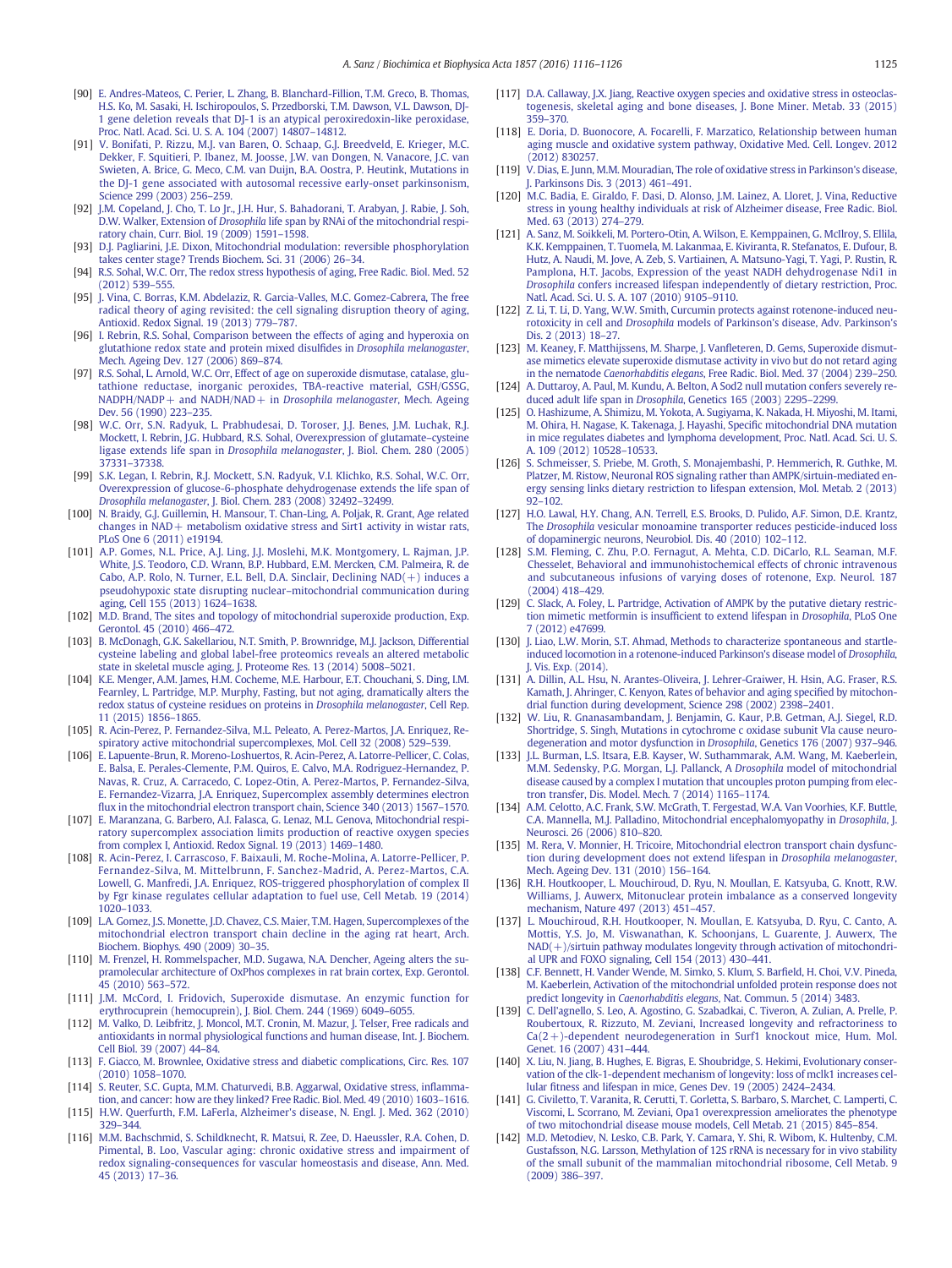[90] E. Andres-Mateos, C. Perier, L. Zhang, B. Blanchard-Fillion, T.M. Greco, B. Thomas, H.S. Ko, M. Sasaki, H. Ischiropoulos, S. Przedborski, T.M. Dawson, V.L. Dawson, DJ-1 gene deletion reveals that DJ-1 is an atypical peroxiredoxin-like peroxidase, Proc. Natl. Acad. Sci. U. S. A. 104 (2007) 14807–14812.

[91] V. Bonifati, P. Rizzu, M.J. van Baren, O. Schaap, G.J. Breedveld, E. Krieger, M.C. Dekker, F. Squitieri, P. Ibanez, M. Joosse, J.W. van Dongen, N. Vanacore, J.C. van Swieten, A. Brice, G. Meco, C.M. van Duijn, B.A. Oostra, P. Heutink, Mutations in the DJ-1 gene associated with autosomal recessive early-onset parkinsonism, Science 299 (2003) 256–259.

[92] J.M. Copeland, J. Cho, T. Lo Jr., J.H. Hur, S. Bahadorani, T. Arabyan, J. Rabie, J. Soh, D.W. Walker, Extension of *Drosophila* life span by RNAi of the mitochondrial respiratory chain, Curr. Biol. 19 (2009) 1591–1598.

[93] D.J. Pagliarini, J.E. Dixon, Mitochondrial modulation: reversible phosphorylation takes center stage? Trends Biochem. Sci. 31 (2006) 26–34.

[94] R.S. Sohal, W.C. Orr, The redox stress hypothesis of aging, Free Radic. Biol. Med. 52 (2012) 539–555.

[95] J. Vina, C. Borras, K.M. Abdelaziz, R. Garcia-Valles, M.C. Gomez-Cabrera, The free radical theory of aging revisited: the cell signaling disruption theory of aging, Antioxid. Redox Signal. 19 (2013) 779–787.

[96] I. Rebrin, R.S. Sohal, Comparison between the effects of aging and hyperoxia on glutathione redox state and protein mixed disulfides in *Drosophila melanogaster*, Mech. Ageing Dev. 127 (2006) 869–874.

[97] R.S. Sohal, L. Arnold, W.C. Orr, Effect of age on superoxide dismutase, catalase, glutathione reductase, inorganic peroxides, TBA-reactive material, GSH/GSSG, NADPH/NADP+ and NADH/NAD+ in *Drosophila melanogaster*, Mech. Ageing Dev. 56 (1990) 223–235.

[98] W.C. Orr, S.N. Radyuk, L. Prabhudesai, D. Toroser, J.J. Benes, J.M. Luchak, R.J. Mockett, I. Rebrin, J.G. Hubbard, R.S. Sohal, Overexpression of glutamate–cysteine ligase extends life span in *Drosophila melanogaster*, J. Biol. Chem. 280 (2005) 37331–37338.

[99] S.K. Legan, I. Rebrin, R.J. Mockett, S.N. Radyuk, V.I. Klichko, R.S. Sohal, W.C. Orr, Overexpression of glucose-6-phosphate dehydrogenase extends the life span of *Drosophila melanogaster*, J. Biol. Chem. 283 (2008) 32492–32499.

[100] N. Braidy, G.J. Guillemin, H. Mansour, T. Chan-Ling, A. Poljak, R. Grant, Age related changes in NAD+ metabolism oxidative stress and Sirt1 activity in wistar rats, PLoS One 6 (2011) e19194.

[101] A.P. Gomes, N.L. Price, A.J. Ling, J.J. Moslehi, M.K. Montgomery, L. Rajman, J.P. White, J.S. Teodoro, C.D. Wrann, B.P. Hubbard, E.M. Mercken, C.M. Palmeira, R. de Cabo, A.P. Rolo, N. Turner, E.L. Bell, D.A. Sinclair, Declining NAD(+) induces a pseudohypoxic state disrupting nuclear–mitochondrial communication during aging, Cell 155 (2013) 1624–1638.

[102] M.D. Brand, The sites and topology of mitochondrial superoxide production, Exp. Gerontol. 45 (2010) 466–472.

[103] B. McDonagh, G.K. Sakellariou, N.T. Smith, P. Brownridge, M.J. Jackson, Differential cysteine labeling and global label-free proteomics reveals an altered metabolic state in skeletal muscle aging, J. Proteome Res. 13 (2014) 5008–5021.

[104] K.E. Menger, A.M. James, H.M. Cocheme, M.E. Harbour, E.T. Chouchani, S. Ding, I.M. Fearnley, L. Partridge, M.P. Murphy, Fasting, but not aging, dramatically alters the redox status of cysteine residues on proteins in *Drosophila melanogaster*, Cell Rep. 11 (2015) 1856–1865.

[105] R. Acin-Perez, P. Fernandez-Silva, M.L. Peleato, A. Perez-Martos, J.A. Enriquez, Respiratory active mitochondrial supercomplexes, Mol. Cell 32 (2008) 529–539.

[106] E. Lapuente-Brun, R. Moreno-Loshuertos, R. Acin-Perez, A. Latorre-Pellicer, C. Colas, E. Balsa, E. Perales-Clemente, P.M. Quiros, E. Calvo, M.A. Rodriguez-Hernandez, P. Navas, R. Cruz, A. Carracedo, C. Lopez-Otin, A. Perez-Martos, P. Fernandez-Silva, E. Fernandez-Vizarra, J.A. Enriquez, Supercomplex assembly determines electron flux in the mitochondrial electron transport chain, Science 340 (2013) 1567–1570.

[107] E. Maranzana, G. Barbero, A.I. Falasca, G. Lenaz, M.L. Genova, Mitochondrial respiratory supercomplex association limits production of reactive oxygen species from complex I, Antioxid. Redox Signal. 19 (2013) 1469–1480.

[108] R. Acin-Perez, I. Carrascoso, F. Baixauli, M. Roche-Molina, A. Latorre-Pellicer, P. Fernandez-Silva, M. Mittelbrunn, F. Sanchez-Madrid, A. Perez-Martos, C.A. Lowell, G. Manfredi, J.A. Enriquez, ROS-triggered phosphorylation of complex II by Fgr kinase regulates cellular adaptation to fuel use, Cell Metab. 19 (2014) 1020–1033.

[109] L.A. Gomez, J.S. Monette, J.D. Chavez, C.S. Maier, T.M. Hagen, Supercomplexes of the mitochondrial electron transport chain decline in the aging rat heart, Arch. Biochem. Biophys. 490 (2009) 30–35.

[110] M. Frenzel, H. Rommelspacher, M.D. Sugawa, N.A. Dencher, Ageing alters the supramolecular architecture of OxPhos complexes in rat brain cortex, Exp. Gerontol. 45 (2010) 563–572.

[111] J.M. McCord, I. Fridovich, Superoxide dismutase. An enzymic function for erythrocuprein (hemocuprein), J. Biol. Chem. 244 (1969) 6049–6055.

[112] M. Valko, D. Leibfritz, J. Moncol, M.T. Cronin, M. Mazur, J. Telser, Free radicals and antioxidants in normal physiological functions and human disease, Int. J. Biochem. Cell Biol. 39 (2007) 44–84.

[113] F. Giacco, M. Brownlee, Oxidative stress and diabetic complications, Circ. Res. 107 (2010) 1058–1070.

[114] S. Reuter, S.C. Gupta, M.M. Chaturvedi, B.B. Aggarwal, Oxidative stress, inflammation, and cancer: how are they linked? Free Radic. Biol. Med. 49 (2010) 1603–1616.

[115] H.W. Querfurth, F.M. LaFerla, Alzheimer's disease, N. Engl. J. Med. 362 (2010) 329–344.

[116] M.M. Bachschmid, S. Schildknecht, R. Matsui, R. Zee, D. Haeussler, R.A. Cohen, D. Pimental, B. Loo, Vascular aging: chronic oxidative stress and impairment of redox signaling-consequences for vascular homeostasis and disease, Ann. Med. 45 (2013) 17–36.

[117] D.A. Callaway, J.X. Jiang, Reactive oxygen species and oxidative stress in osteoclastogenesis, skeletal aging and bone diseases, J. Bone Miner. Metab. 33 (2015) 359–370.

[118] E. Doria, D. Buonocore, A. Focarelli, F. Marzatico, Relationship between human aging muscle and oxidative system pathway, Oxidative Med. Cell. Longev. 2012 (2012) 830257.

[119] V. Dias, E. Junn, M.M. Mouradian, The role of oxidative stress in Parkinson's disease, J. Parkinsons Dis. 3 (2013) 461–491.

[120] M.C. Badia, E. Giraldo, F. Dasi, D. Alonso, J.M. Lainez, A. Lloret, J. Vina, Reductive stress in young healthy individuals at risk of Alzheimer disease, Free Radic. Biol. Med. 63 (2013) 274–279.

[121] A. Sanz, M. Soikkeli, M. Portero-Otin, A. Wilson, E. Kemppainen, G. McIlroy, S. Ellila, K.K. Kemppainen, T. Tuomela, M. Lakanmaa, E. Kiviranta, R. Stefanatos, E. Dufour, B. Hutz, A. Naudi, M. Jove, A. Zeb, S. Vartiainen, A. Matsuno-Yagi, T. Yagi, P. Rustin, R. Pamplona, H.T. Jacobs, Expression of the yeast NADH dehydrogenase Ndi1 in *Drosophila* confers increased lifespan independently of dietary restriction, Proc. Natl. Acad. Sci. U. S. A. 107 (2010) 9105–9110.

[122] Z. Li, T. Li, D. Yang, W.W. Smith, Curcumin protects against rotenone-induced neurotoxicity in cell and *Drosophila* models of Parkinson's disease, Adv. Parkinson's Dis. 2 (2013) 18–27.

[123] M. Keaney, F. Matthijssens, M. Sharpe, J. Vanfleteren, D. Gems, Superoxide dismutase mimetics elevate superoxide dismutase activity in vivo but do not retard aging in the nematode *Caenorhabditis elegans*, Free Radic. Biol. Med. 37 (2004) 239–250.

[124] A. Duttaroy, A. Paul, M. Kundu, A. Belton, A Sod2 null mutation confers severely reduced adult life span in *Drosophila*, Genetics 165 (2003) 2295–2299.

[125] O. Hashizume, A. Shimizu, M. Yokota, A. Sugiyama, K. Nakada, H. Miyoshi, M. Itami, M. Ohira, H. Nagase, K. Takenaga, J. Hayashi, Specific mitochondrial DNA mutation in mice regulates diabetes and lymphoma development, Proc. Natl. Acad. Sci. U. S. A. 109 (2012) 10528–10533.

[126] S. Schmeisser, S. Priebe, M. Groth, S. Monajembashi, P. Hemmerich, R. Guthke, M. Platzer, M. Ristow, Neuronal ROS signaling rather than AMPK/sirtuin-mediated energy sensing links dietary restriction to lifespan extension, Mol. Metab. 2 (2013) 92–102.

[127] H.O. Lawal, H.Y. Chang, A.N. Terrell, E.S. Brooks, D. Pulido, A.F. Simon, D.E. Krantz, The *Drosophila* vesicular monoamine transporter reduces pesticide-induced loss of dopaminergic neurons, Neurobiol. Dis. 40 (2010) 102–112.

[128] S.M. Fleming, C. Zhu, P.O. Fernagut, A. Mehta, C.D. DiCarlo, R.L. Seaman, M.F. Chesselet, Behavioral and immunohistochemical effects of chronic intravenous and subcutaneous infusions of varying doses of rotenone, Exp. Neurol. 187 (2004) 418–429.

[129] C. Slack, A. Foley, L. Partridge, Activation of AMPK by the putative dietary restriction mimetic metformin is insufficient to extend lifespan in *Drosophila*, PLoS One 7 (2012) e47699.

[130] J. Liao, L.W. Morin, S.T. Ahmad, Methods to characterize spontaneous and startle-induced locomotion in a rotenone-induced Parkinson's disease model of *Drosophila*, J. Vis. Exp. (2014).

[131] A. Dillin, A.L. Hsu, N. Arantes-Oliveira, J. Lehrer-Graiwer, H. Hsin, A.G. Fraser, R.S. Kamath, J. Ahringer, C. Kenyon, Rates of behavior and aging specified by mitochondrial function during development, Science 298 (2002) 2398–2401.

[132] W. Liu, R. Gnanasambandam, J. Benjamin, G. Kaur, P.B. Getman, A.J. Siegel, R.D. Shortridge, S. Singh, Mutations in cytochrome c oxidase subunit VIa cause neurodegeneration and motor dysfunction in *Drosophila*, Genetics 176 (2007) 937–946.

[133] J.L. Burman, L.S. Itsara, E.B. Kayser, W. Suthammarak, A.M. Wang, M. Kaeberlein, M.M. Sedensky, P.G. Morgan, L.J. Pallanck, A *Drosophila* model of mitochondrial disease caused by a complex I mutation that uncouples proton pumping from electron transfer, Dis. Model. Mech. 7 (2014) 1165–1174.

[134] A.M. Celotto, A.C. Frank, S.W. McGrath, T. Fergestad, W.A. Van Voorhies, K.F. Buttle, C.A. Mannella, M.J. Palladino, Mitochondrial encephalomyopathy in *Drosophila*, J. Neurosci. 26 (2006) 810–820.

[135] M. Rera, V. Monnier, H. Tricoire, Mitochondrial electron transport chain dysfunction during development does not extend lifespan in *Drosophila melanogaster*, Mech. Ageing Dev. 131 (2010) 156–164.

[136] R.H. Houtkooper, L. Mouchiroud, D. Ryu, N. Moullan, E. Katsyuba, G. Knott, R.W. Williams, J. Auwerx, Mitonuclear protein imbalance as a conserved longevity mechanism, Nature 497 (2013) 451–457.

[137] L. Mouchiroud, R.H. Houtkooper, N. Moullan, E. Katsyuba, D. Ryu, C. Canto, A. Mottis, Y.S. Jo, M. Viswanathan, K. Schoonjans, L. Guarente, J. Auwerx, The NAD(+)/sirtuin pathway modulates longevity through activation of mitochondrial UPR and FOXO signaling, Cell 154 (2013) 430–441.

[138] C.F. Bennett, H. Vander Wende, M. Simko, S. Klum, S. Barfield, H. Choi, V.V. Pineda, M. Kaeberlein, Activation of the mitochondrial unfolded protein response does not predict longevity in *Caenorhabditis elegans*, Nat. Commun. 5 (2014) 3483.

[139] C. Dell'agnello, S. Leo, A. Agostino, G. Szabadkai, C. Tiveron, A. Zulian, A. Prelle, P. Roubertoux, R. Rizzuto, M. Zeviani, Increased longevity and refractoriness to Ca(2+)-dependent neurodegeneration in Surf1 knockout mice, Hum. Mol. Genet. 16 (2007) 431–444.

[140] X. Liu, N. Jiang, B. Hughes, E. Bigras, E. Shoubridge, S. Hekimi, Evolutionary conservation of the clk-1-dependent mechanism of longevity: loss of mclk1 increases cellular fitness and lifespan in mice, Genes Dev. 19 (2005) 2424–2434.

[141] G. Civiletto, T. Varanita, R. Cerutti, T. Gorletta, S. Barbaro, S. Marchet, C. Lamperti, C. Viscomi, L. Scorrano, M. Zeviani, Opa1 overexpression ameliorates the phenotype of two mitochondrial disease mouse models, Cell Metab. 21 (2015) 845–854.

[142] M.D. Metodiev, N. Lesko, C.B. Park, Y. Camara, Y. Shi, R. Wibom, K. Hultenby, C.M. Gustafsson, N.G. Larsson, Methylation of 12S rRNA is necessary for in vivo stability of the small subunit of the mammalian mitochondrial ribosome, Cell Metab. 9 (2009) 386–397.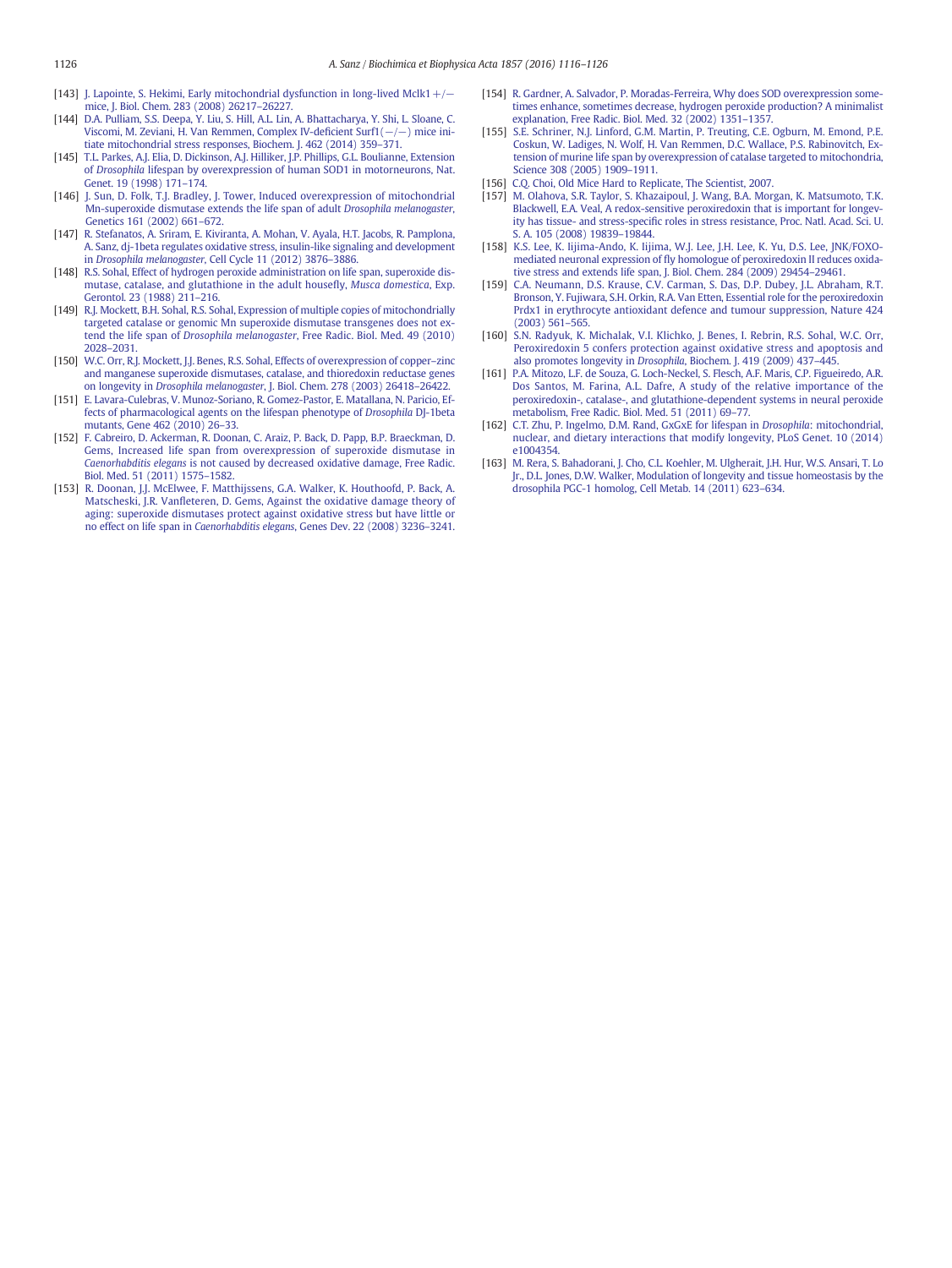[143] J. Lapointe, S. Hekimi, Early mitochondrial dysfunction in long-lived Mclk1 +/− mice, J. Biol. Chem. 283 (2008) 26217–26227.

[144] D.A. Pulliam, S.S. Deepa, Y. Liu, S. Hill, A.L. Lin, A. Bhattacharya, Y. Shi, L. Sloane, C. Viscomi, M. Zeviani, H. Van Remmen, Complex IV-deficient Surf1(−/−) mice initiate mitochondrial stress responses, Biochem. J. 462 (2014) 359–371.

[145] T.L. Parkes, A.J. Elia, D. Dickinson, A.J. Hilliker, J.P. Phillips, G.L. Boulianne, Extension of *Drosophila* lifespan by overexpression of human SOD1 in motorneurons, Nat. Genet. 19 (1998) 171–174.

[146] J. Sun, D. Folk, T.J. Bradley, J. Tower, Induced overexpression of mitochondrial Mn-superoxide dismutase extends the life span of adult *Drosophila melanogaster*, Genetics 161 (2002) 661–672.

[147] R. Stefanatos, A. Sriram, E. Kiviranta, A. Mohan, V. Ayala, H.T. Jacobs, R. Pamplona, A. Sanz, dj-1beta regulates oxidative stress, insulin-like signaling and development in *Drosophila melanogaster*, Cell Cycle 11 (2012) 3876–3886.

[148] R.S. Sohal, Effect of hydrogen peroxide administration on life span, superoxide dismutase, catalase, and glutathione in the adult housefly, *Musca domestica*, Exp. Gerontol. 23 (1988) 211–216.

[149] R.J. Mockett, B.H. Sohal, R.S. Sohal, Expression of multiple copies of mitochondrially targeted catalase or genomic Mn superoxide dismutase transgenes does not extend the life span of *Drosophila melanogaster*, Free Radic. Biol. Med. 49 (2010) 2028–2031.

[150] W.C. Orr, R.J. Mockett, J.J. Benes, R.S. Sohal, Effects of overexpression of copper–zinc and manganese superoxide dismutases, catalase, and thioredoxin reductase genes on longevity in *Drosophila melanogaster*, J. Biol. Chem. 278 (2003) 26418–26422.

[151] E. Lavara-Culebras, V. Munoz-Soriano, R. Gomez-Pastor, E. Matallana, N. Paricio, Effects of pharmacological agents on the lifespan phenotype of *Drosophila* DJ-1beta mutants, Gene 462 (2010) 26–33.

[152] F. Cabreiro, D. Ackerman, R. Doonan, C. Araiz, P. Back, D. Papp, B.P. Braeckman, D. Gems, Increased life span from overexpression of superoxide dismutase in *Caenorhabditis elegans* is not caused by decreased oxidative damage, Free Radic. Biol. Med. 51 (2011) 1575–1582.

[153] R. Doonan, J.J. McElwee, F. Matthijssens, G.A. Walker, K. Houthoofd, P. Back, A. Matscheski, J.R. Vanfleteren, D. Gems, Against the oxidative damage theory of aging: superoxide dismutases protect against oxidative stress but have little or no effect on life span in *Caenorhabditis elegans*, Genes Dev. 22 (2008) 3236–3241.

[154] R. Gardner, A. Salvador, P. Moradas-Ferreira, Why does SOD overexpression sometimes enhance, sometimes decrease, hydrogen peroxide production? A minimalist explanation, Free Radic. Biol. Med. 32 (2002) 1351–1357.

[155] S.E. Schriner, N.J. Linford, G.M. Martin, P. Treuting, C.E. Ogburn, M. Emond, P.E. Coskun, W. Ladiges, N. Wolf, H. Van Remmen, D.C. Wallace, P.S. Rabinovitch, Extension of murine life span by overexpression of catalase targeted to mitochondria, Science 308 (2005) 1909–1911.

[156] C.Q. Choi, Old Mice Hard to Replicate, The Scientist, 2007.

[157] M. Olahova, S.R. Taylor, S. Khazaipoul, J. Wang, B.A. Morgan, K. Matsumoto, T.K. Blackwell, E.A. Veal, A redox-sensitive peroxiredoxin that is important for longevity has tissue- and stress-specific roles in stress resistance, Proc. Natl. Acad. Sci. U. S. A. 105 (2008) 19839–19844.

[158] K.S. Lee, K. Iijima-Ando, K. Iijima, W.J. Lee, J.H. Lee, K. Yu, D.S. Lee, JNK/FOXO-mediated neuronal expression of fly homologue of peroxiredoxin II reduces oxidative stress and extends life span, J. Biol. Chem. 284 (2009) 29454–29461.

[159] C.A. Neumann, D.S. Krause, C.V. Carman, S. Das, D.P. Dubey, J.L. Abraham, R.T. Bronson, Y. Fujiwara, S.H. Orkin, R.A. Van Etten, Essential role for the peroxiredoxin Prdx1 in erythrocyte antioxidant defence and tumour suppression, Nature 424 (2003) 561–565.

[160] S.N. Radyuk, K. Michalak, V.I. Klichko, J. Benes, I. Rebrin, R.S. Sohal, W.C. Orr, Peroxiredoxin 5 confers protection against oxidative stress and apoptosis and also promotes longevity in *Drosophila*, Biochem. J. 419 (2009) 437–445.

[161] P.A. Mitozo, L.F. de Souza, G. Loch-Neckel, S. Flesch, A.F. Maris, C.P. Figueiredo, A.R. Dos Santos, M. Farina, A.L. Dafre, A study of the relative importance of the peroxiredoxin-, catalase-, and glutathione-dependent systems in neural peroxide metabolism, Free Radic. Biol. Med. 51 (2011) 69–77.

[162] C.T. Zhu, P. Ingelmo, D.M. Rand, GxGxE for lifespan in *Drosophila*: mitochondrial, nuclear, and dietary interactions that modify longevity, PLoS Genet. 10 (2014) e1004354.

[163] M. Rera, S. Bahadorani, J. Cho, C.L. Koehler, M. Ulgherait, J.H. Hur, W.S. Ansari, T. Lo Jr., D.L. Jones, D.W. Walker, Modulation of longevity and tissue homeostasis by the drosophila PGC-1 homolog, Cell Metab. 14 (2011) 623–634.